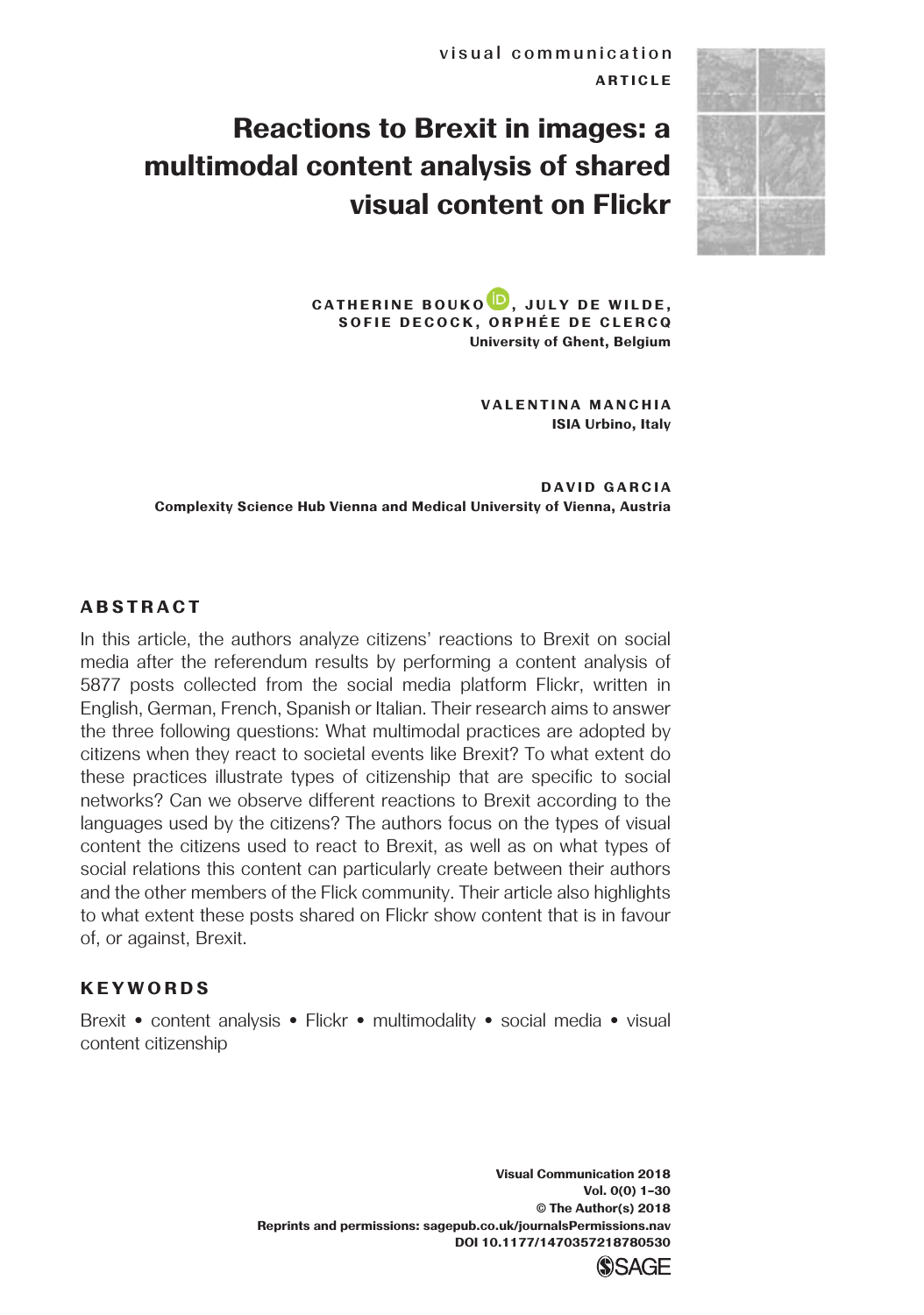visual communication

ARTICLE

# Reactions to Brexit in images: a multimodal content analysis of shared visual content on Flickr

**CATHERINE BOUKO, JULY DE WILDE, SOFIE DECOCK, ORPHÉE DE CLERCQ**
University of Ghent, Belgium

**VALENTINA MANCHIA**
ISIA Urbino, Italy

**DAVID GARCIA**
Complexity Science Hub Vienna and Medical University of Vienna, Austria

## ABSTRACT

In this article, the authors analyze citizens' reactions to Brexit on social media after the referendum results by performing a content analysis of 5877 posts collected from the social media platform Flickr, written in English, German, French, Spanish or Italian. Their research aims to answer the three following questions: What multimodal practices are adopted by citizens when they react to societal events like Brexit? To what extent do these practices illustrate types of citizenship that are specific to social networks? Can we observe different reactions to Brexit according to the languages used by the citizens? The authors focus on the types of visual content the citizens used to react to Brexit, as well as on what types of social relations this content can particularly create between their authors and the other members of the Flick community. Their article also highlights to what extent these posts shared on Flickr show content that is in favour of, or against, Brexit.

## KEYWORDS

Brexit • content analysis • Flickr • multimodality • social media • visual content citizenship

Visual Communication 2018
Vol. 0(0) 1–30
© The Author(s) 2018
Reprints and permissions: sagepub.co.uk/journalsPermissions.nav
DOI 10.1177/1470357218780530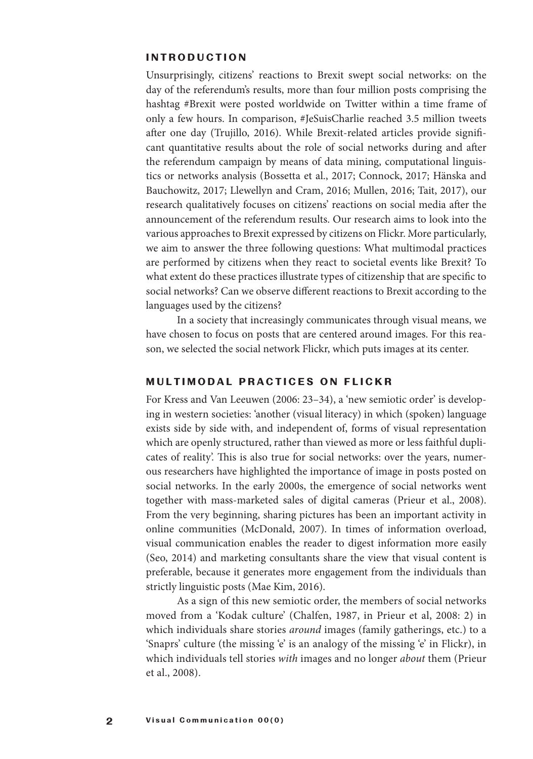## INTRODUCTION

Unsurprisingly, citizens' reactions to Brexit swept social networks: on the day of the referendum's results, more than four million posts comprising the hashtag #Brexit were posted worldwide on Twitter within a time frame of only a few hours. In comparison, #JeSuisCharlie reached 3.5 million tweets after one day (Trujillo, 2016). While Brexit-related articles provide significant quantitative results about the role of social networks during and after the referendum campaign by means of data mining, computational linguistics or networks analysis (Bossetta et al., 2017; Connock, 2017; Hänska and Bauchowitz, 2017; Llewellyn and Cram, 2016; Mullen, 2016; Tait, 2017), our research qualitatively focuses on citizens' reactions on social media after the announcement of the referendum results. Our research aims to look into the various approaches to Brexit expressed by citizens on Flickr. More particularly, we aim to answer the three following questions: What multimodal practices are performed by citizens when they react to societal events like Brexit? To what extent do these practices illustrate types of citizenship that are specific to social networks? Can we observe different reactions to Brexit according to the languages used by the citizens?

In a society that increasingly communicates through visual means, we have chosen to focus on posts that are centered around images. For this reason, we selected the social network Flickr, which puts images at its center.

## MULTIMODAL PRACTICES ON FLICKR

For Kress and Van Leeuwen (2006: 23–34), a 'new semiotic order' is developing in western societies: 'another (visual literacy) in which (spoken) language exists side by side with, and independent of, forms of visual representation which are openly structured, rather than viewed as more or less faithful duplicates of reality'. This is also true for social networks: over the years, numerous researchers have highlighted the importance of image in posts posted on social networks. In the early 2000s, the emergence of social networks went together with mass-marketed sales of digital cameras (Prieur et al., 2008). From the very beginning, sharing pictures has been an important activity in online communities (McDonald, 2007). In times of information overload, visual communication enables the reader to digest information more easily (Seo, 2014) and marketing consultants share the view that visual content is preferable, because it generates more engagement from the individuals than strictly linguistic posts (Mae Kim, 2016).

As a sign of this new semiotic order, the members of social networks moved from a 'Kodak culture' (Chalfen, 1987, in Prieur et al, 2008: 2) in which individuals share stories *around* images (family gatherings, etc.) to a 'Snaprs' culture (the missing 'e' is an analogy of the missing 'e' in Flickr), in which individuals tell stories *with* images and no longer *about* them (Prieur et al., 2008).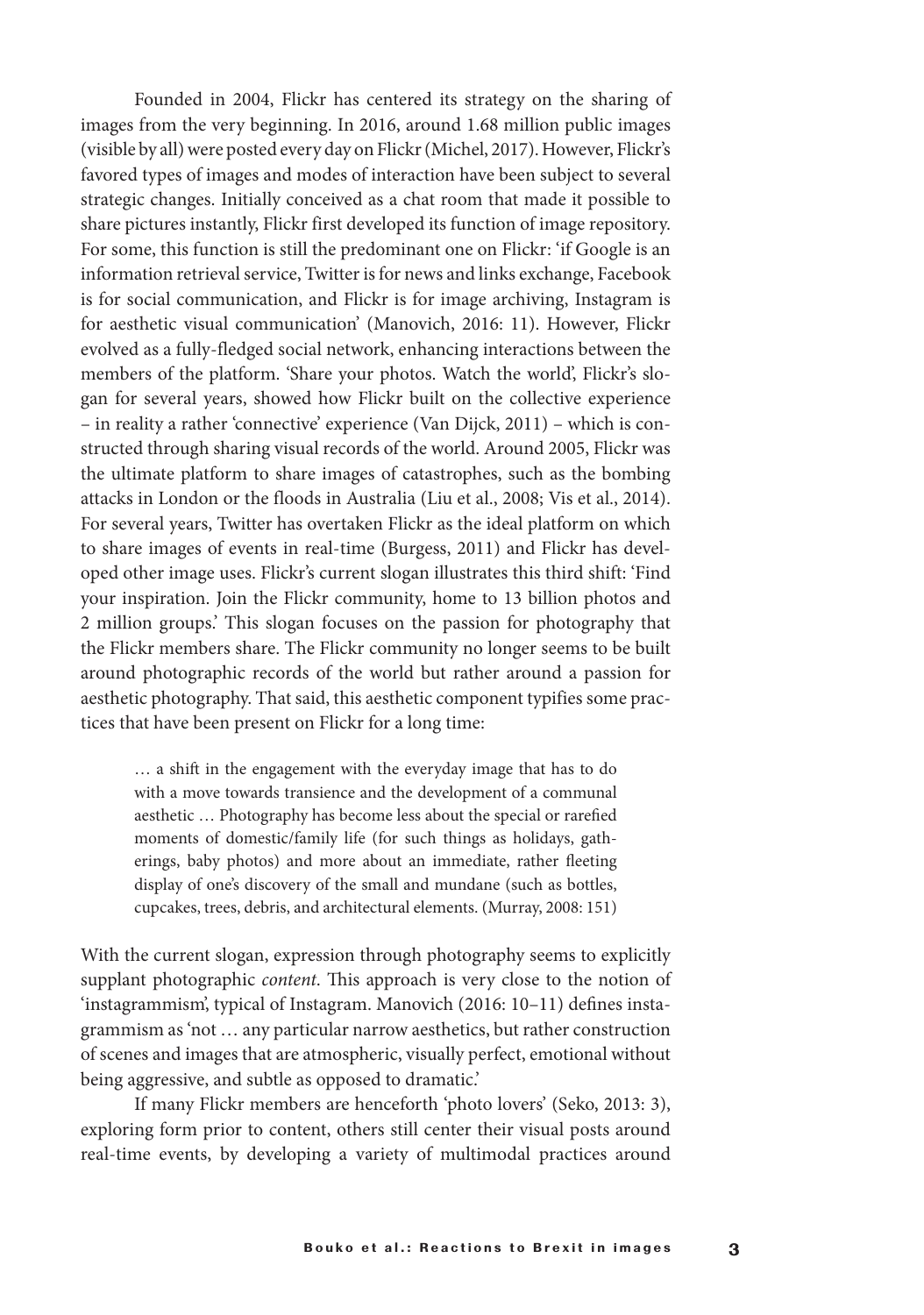Founded in 2004, Flickr has centered its strategy on the sharing of images from the very beginning. In 2016, around 1.68 million public images (visible by all) were posted every day on Flickr (Michel, 2017). However, Flickr's favored types of images and modes of interaction have been subject to several strategic changes. Initially conceived as a chat room that made it possible to share pictures instantly, Flickr first developed its function of image repository. For some, this function is still the predominant one on Flickr: 'if Google is an information retrieval service, Twitter is for news and links exchange, Facebook is for social communication, and Flickr is for image archiving, Instagram is for aesthetic visual communication' (Manovich, 2016: 11). However, Flickr evolved as a fully-fledged social network, enhancing interactions between the members of the platform. 'Share your photos. Watch the world', Flickr's slogan for several years, showed how Flickr built on the collective experience – in reality a rather 'connective' experience (Van Dijck, 2011) – which is constructed through sharing visual records of the world. Around 2005, Flickr was the ultimate platform to share images of catastrophes, such as the bombing attacks in London or the floods in Australia (Liu et al., 2008; Vis et al., 2014). For several years, Twitter has overtaken Flickr as the ideal platform on which to share images of events in real-time (Burgess, 2011) and Flickr has developed other image uses. Flickr's current slogan illustrates this third shift: 'Find your inspiration. Join the Flickr community, home to 13 billion photos and 2 million groups.' This slogan focuses on the passion for photography that the Flickr members share. The Flickr community no longer seems to be built around photographic records of the world but rather around a passion for aesthetic photography. That said, this aesthetic component typifies some practices that have been present on Flickr for a long time:

> … a shift in the engagement with the everyday image that has to do with a move towards transience and the development of a communal aesthetic … Photography has become less about the special or rarefied moments of domestic/family life (for such things as holidays, gatherings, baby photos) and more about an immediate, rather fleeting display of one's discovery of the small and mundane (such as bottles, cupcakes, trees, debris, and architectural elements. (Murray, 2008: 151)

With the current slogan, expression through photography seems to explicitly supplant photographic *content*. This approach is very close to the notion of 'instagrammism', typical of Instagram. Manovich (2016: 10–11) defines instagrammism as 'not … any particular narrow aesthetics, but rather construction of scenes and images that are atmospheric, visually perfect, emotional without being aggressive, and subtle as opposed to dramatic.'

If many Flickr members are henceforth 'photo lovers' (Seko, 2013: 3), exploring form prior to content, others still center their visual posts around real-time events, by developing a variety of multimodal practices around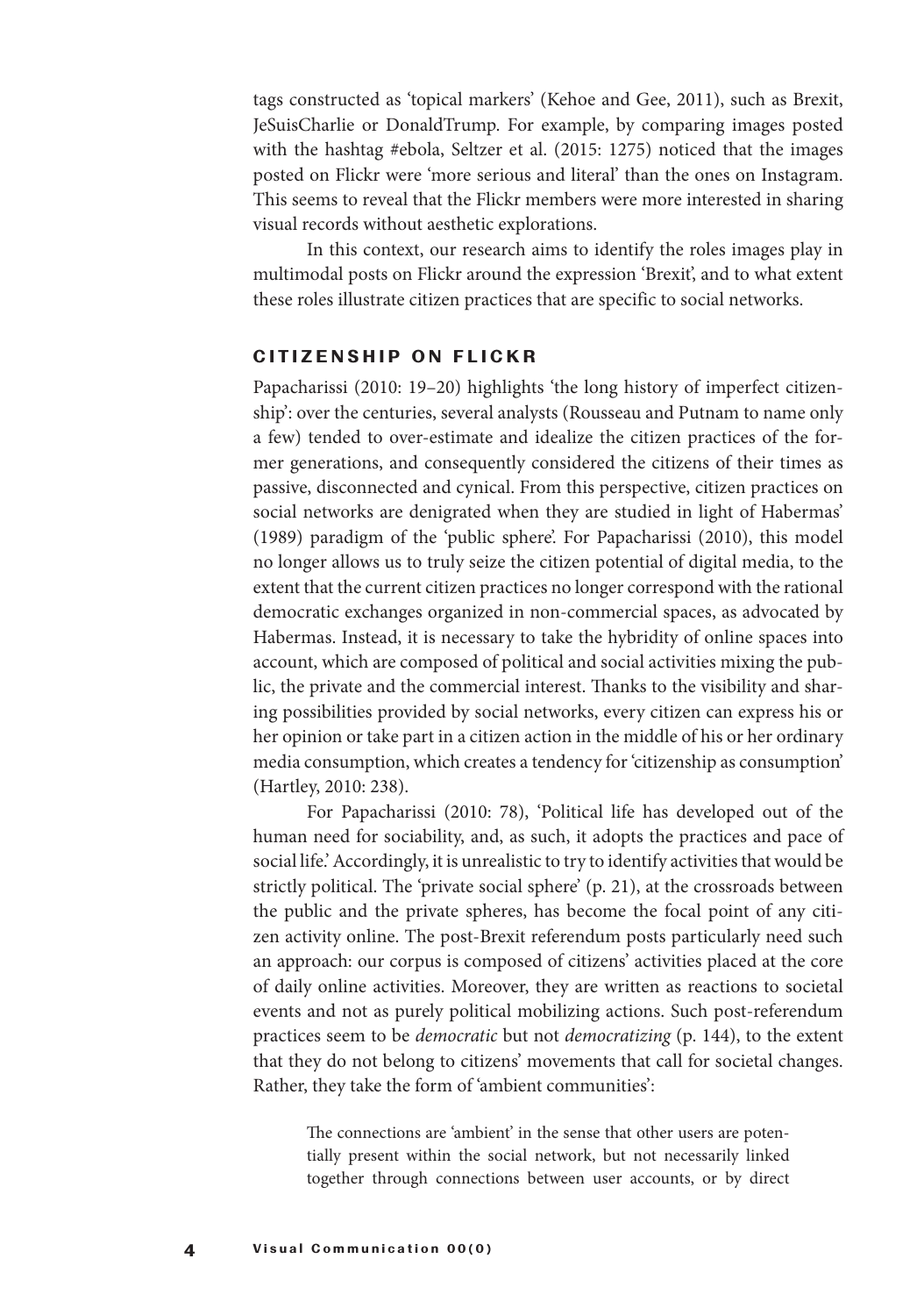tags constructed as 'topical markers' (Kehoe and Gee, 2011), such as Brexit, JeSuisCharlie or DonaldTrump. For example, by comparing images posted with the hashtag #ebola, Seltzer et al. (2015: 1275) noticed that the images posted on Flickr were 'more serious and literal' than the ones on Instagram. This seems to reveal that the Flickr members were more interested in sharing visual records without aesthetic explorations.

In this context, our research aims to identify the roles images play in multimodal posts on Flickr around the expression 'Brexit', and to what extent these roles illustrate citizen practices that are specific to social networks.

## CITIZENSHIP ON FLICKR

Papacharissi (2010: 19–20) highlights 'the long history of imperfect citizenship': over the centuries, several analysts (Rousseau and Putnam to name only a few) tended to over-estimate and idealize the citizen practices of the former generations, and consequently considered the citizens of their times as passive, disconnected and cynical. From this perspective, citizen practices on social networks are denigrated when they are studied in light of Habermas' (1989) paradigm of the 'public sphere'. For Papacharissi (2010), this model no longer allows us to truly seize the citizen potential of digital media, to the extent that the current citizen practices no longer correspond with the rational democratic exchanges organized in non-commercial spaces, as advocated by Habermas. Instead, it is necessary to take the hybridity of online spaces into account, which are composed of political and social activities mixing the public, the private and the commercial interest. Thanks to the visibility and sharing possibilities provided by social networks, every citizen can express his or her opinion or take part in a citizen action in the middle of his or her ordinary media consumption, which creates a tendency for 'citizenship as consumption' (Hartley, 2010: 238).

For Papacharissi (2010: 78), 'Political life has developed out of the human need for sociability, and, as such, it adopts the practices and pace of social life.' Accordingly, it is unrealistic to try to identify activities that would be strictly political. The 'private social sphere' (p. 21), at the crossroads between the public and the private spheres, has become the focal point of any citizen activity online. The post-Brexit referendum posts particularly need such an approach: our corpus is composed of citizens' activities placed at the core of daily online activities. Moreover, they are written as reactions to societal events and not as purely political mobilizing actions. Such post-referendum practices seem to be *democratic* but not *democratizing* (p. 144), to the extent that they do not belong to citizens' movements that call for societal changes. Rather, they take the form of 'ambient communities':

> The connections are 'ambient' in the sense that other users are potentially present within the social network, but not necessarily linked together through connections between user accounts, or by direct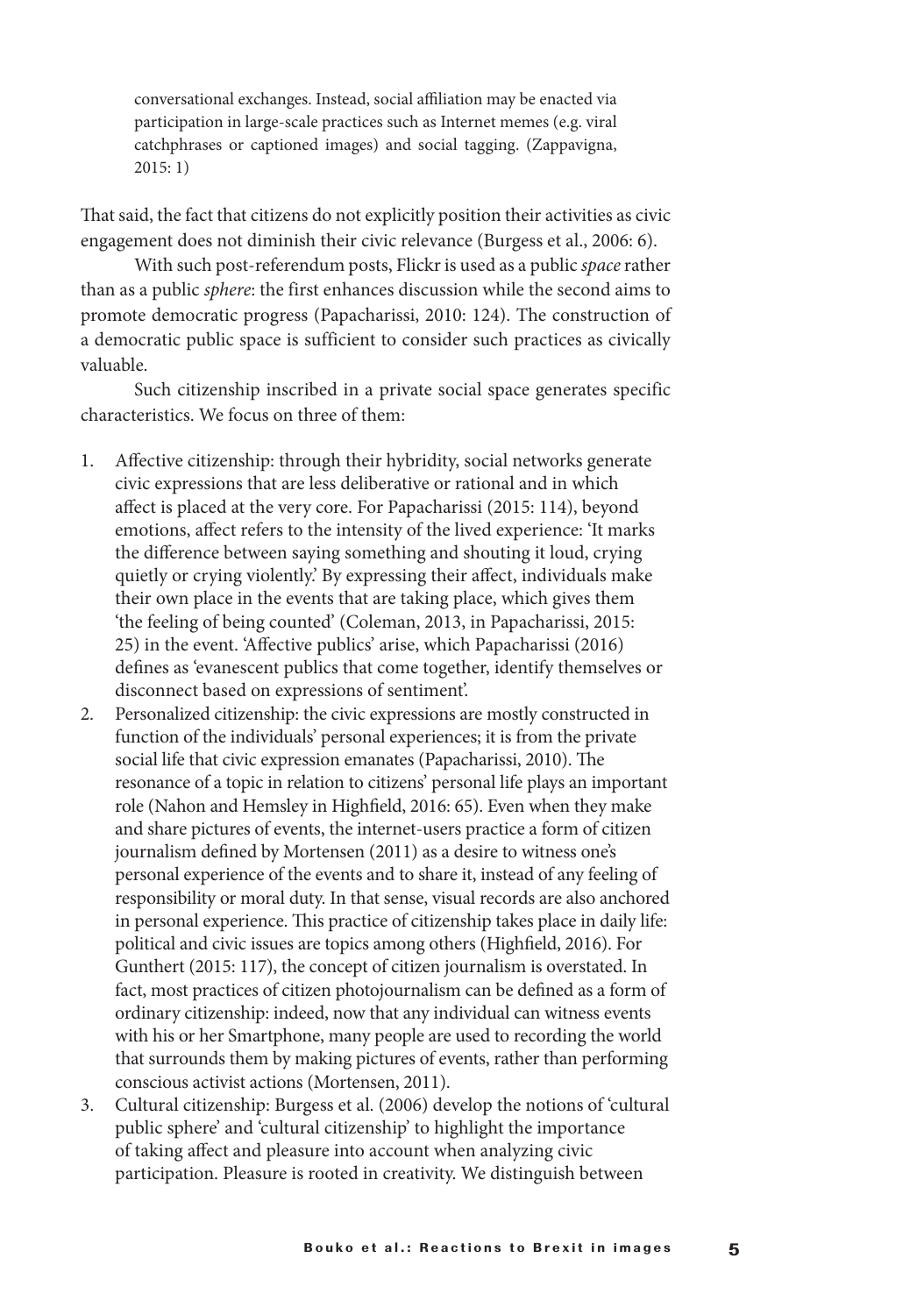> conversational exchanges. Instead, social affiliation may be enacted via participation in large-scale practices such as Internet memes (e.g. viral catchphrases or captioned images) and social tagging. (Zappavigna, 2015: 1)

That said, the fact that citizens do not explicitly position their activities as civic engagement does not diminish their civic relevance (Burgess et al., 2006: 6).

With such post-referendum posts, Flickr is used as a public *space* rather than as a public *sphere*: the first enhances discussion while the second aims to promote democratic progress (Papacharissi, 2010: 124). The construction of a democratic public space is sufficient to consider such practices as civically valuable.

Such citizenship inscribed in a private social space generates specific characteristics. We focus on three of them:

1. Affective citizenship: through their hybridity, social networks generate civic expressions that are less deliberative or rational and in which affect is placed at the very core. For Papacharissi (2015: 114), beyond emotions, affect refers to the intensity of the lived experience: 'It marks the difference between saying something and shouting it loud, crying quietly or crying violently.' By expressing their affect, individuals make their own place in the events that are taking place, which gives them 'the feeling of being counted' (Coleman, 2013, in Papacharissi, 2015: 25) in the event. 'Affective publics' arise, which Papacharissi (2016) defines as 'evanescent publics that come together, identify themselves or disconnect based on expressions of sentiment'.
2. Personalized citizenship: the civic expressions are mostly constructed in function of the individuals' personal experiences; it is from the private social life that civic expression emanates (Papacharissi, 2010). The resonance of a topic in relation to citizens' personal life plays an important role (Nahon and Hemsley in Highfield, 2016: 65). Even when they make and share pictures of events, the internet-users practice a form of citizen journalism defined by Mortensen (2011) as a desire to witness one's personal experience of the events and to share it, instead of any feeling of responsibility or moral duty. In that sense, visual records are also anchored in personal experience. This practice of citizenship takes place in daily life: political and civic issues are topics among others (Highfield, 2016). For Gunthert (2015: 117), the concept of citizen journalism is overstated. In fact, most practices of citizen photojournalism can be defined as a form of ordinary citizenship: indeed, now that any individual can witness events with his or her Smartphone, many people are used to recording the world that surrounds them by making pictures of events, rather than performing conscious activist actions (Mortensen, 2011).
3. Cultural citizenship: Burgess et al. (2006) develop the notions of 'cultural public sphere' and 'cultural citizenship' to highlight the importance of taking affect and pleasure into account when analyzing civic participation. Pleasure is rooted in creativity. We distinguish between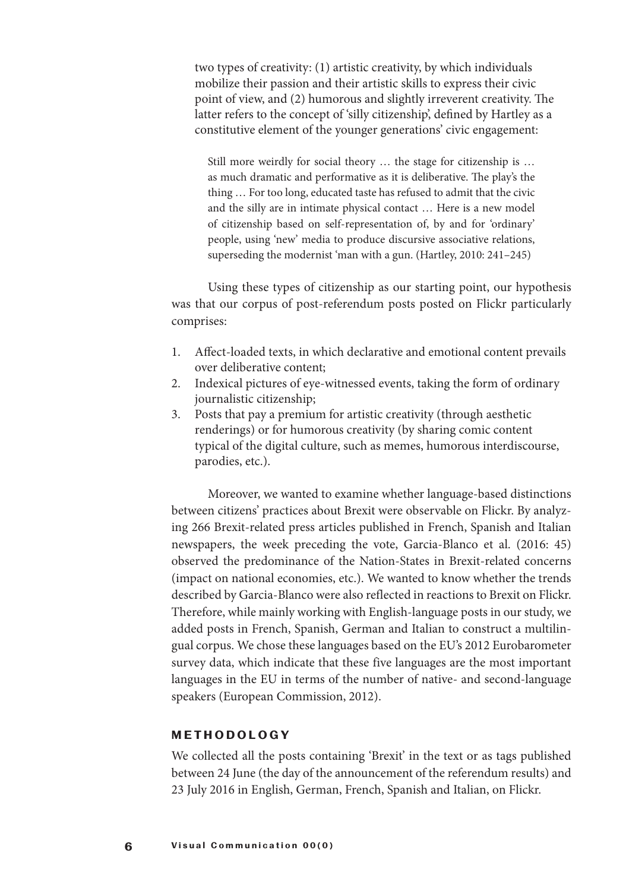two types of creativity: (1) artistic creativity, by which individuals mobilize their passion and their artistic skills to express their civic point of view, and (2) humorous and slightly irreverent creativity. The latter refers to the concept of 'silly citizenship', defined by Hartley as a constitutive element of the younger generations' civic engagement:

> Still more weirdly for social theory … the stage for citizenship is … as much dramatic and performative as it is deliberative. The play's the thing … For too long, educated taste has refused to admit that the civic and the silly are in intimate physical contact … Here is a new model of citizenship based on self-representation of, by and for 'ordinary' people, using 'new' media to produce discursive associative relations, superseding the modernist 'man with a gun. (Hartley, 2010: 241–245)

Using these types of citizenship as our starting point, our hypothesis was that our corpus of post-referendum posts posted on Flickr particularly comprises:

1. Affect-loaded texts, in which declarative and emotional content prevails over deliberative content;
2. Indexical pictures of eye-witnessed events, taking the form of ordinary journalistic citizenship;
3. Posts that pay a premium for artistic creativity (through aesthetic renderings) or for humorous creativity (by sharing comic content typical of the digital culture, such as memes, humorous interdiscourse, parodies, etc.).

Moreover, we wanted to examine whether language-based distinctions between citizens' practices about Brexit were observable on Flickr. By analyzing 266 Brexit-related press articles published in French, Spanish and Italian newspapers, the week preceding the vote, Garcia-Blanco et al. (2016: 45) observed the predominance of the Nation-States in Brexit-related concerns (impact on national economies, etc.). We wanted to know whether the trends described by Garcia-Blanco were also reflected in reactions to Brexit on Flickr. Therefore, while mainly working with English-language posts in our study, we added posts in French, Spanish, German and Italian to construct a multilingual corpus. We chose these languages based on the EU's 2012 Eurobarometer survey data, which indicate that these five languages are the most important languages in the EU in terms of the number of native- and second-language speakers (European Commission, 2012).

## METHODOLOGY

We collected all the posts containing 'Brexit' in the text or as tags published between 24 June (the day of the announcement of the referendum results) and 23 July 2016 in English, German, French, Spanish and Italian, on Flickr.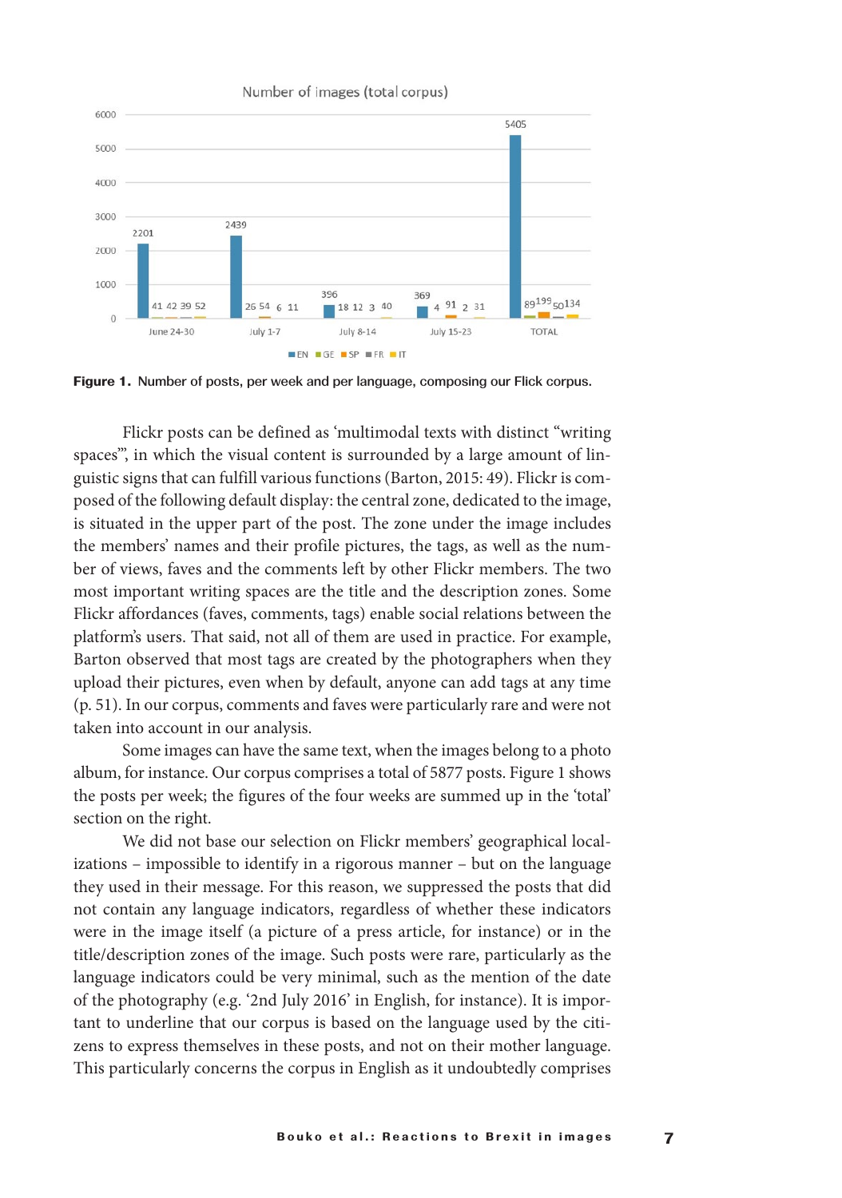Figure 1. Number of posts, per week and per language, composing our Flick corpus.

Flickr posts can be defined as 'multimodal texts with distinct "writing spaces", in which the visual content is surrounded by a large amount of linguistic signs that can fulfill various functions (Barton, 2015: 49). Flickr is composed of the following default display: the central zone, dedicated to the image, is situated in the upper part of the post. The zone under the image includes the members' names and their profile pictures, the tags, as well as the number of views, faves and the comments left by other Flickr members. The two most important writing spaces are the title and the description zones. Some Flickr affordances (faves, comments, tags) enable social relations between the platform's users. That said, not all of them are used in practice. For example, Barton observed that most tags are created by the photographers when they upload their pictures, even when by default, anyone can add tags at any time (p. 51). In our corpus, comments and faves were particularly rare and were not taken into account in our analysis.

Some images can have the same text, when the images belong to a photo album, for instance. Our corpus comprises a total of 5877 posts. Figure 1 shows the posts per week; the figures of the four weeks are summed up in the 'total' section on the right.

We did not base our selection on Flickr members' geographical localizations – impossible to identify in a rigorous manner – but on the language they used in their message. For this reason, we suppressed the posts that did not contain any language indicators, regardless of whether these indicators were in the image itself (a picture of a press article, for instance) or in the title/description zones of the image. Such posts were rare, particularly as the language indicators could be very minimal, such as the mention of the date of the photography (e.g. '2nd July 2016' in English, for instance). It is important to underline that our corpus is based on the language used by the citizens to express themselves in these posts, and not on their mother language. This particularly concerns the corpus in English as it undoubtedly comprises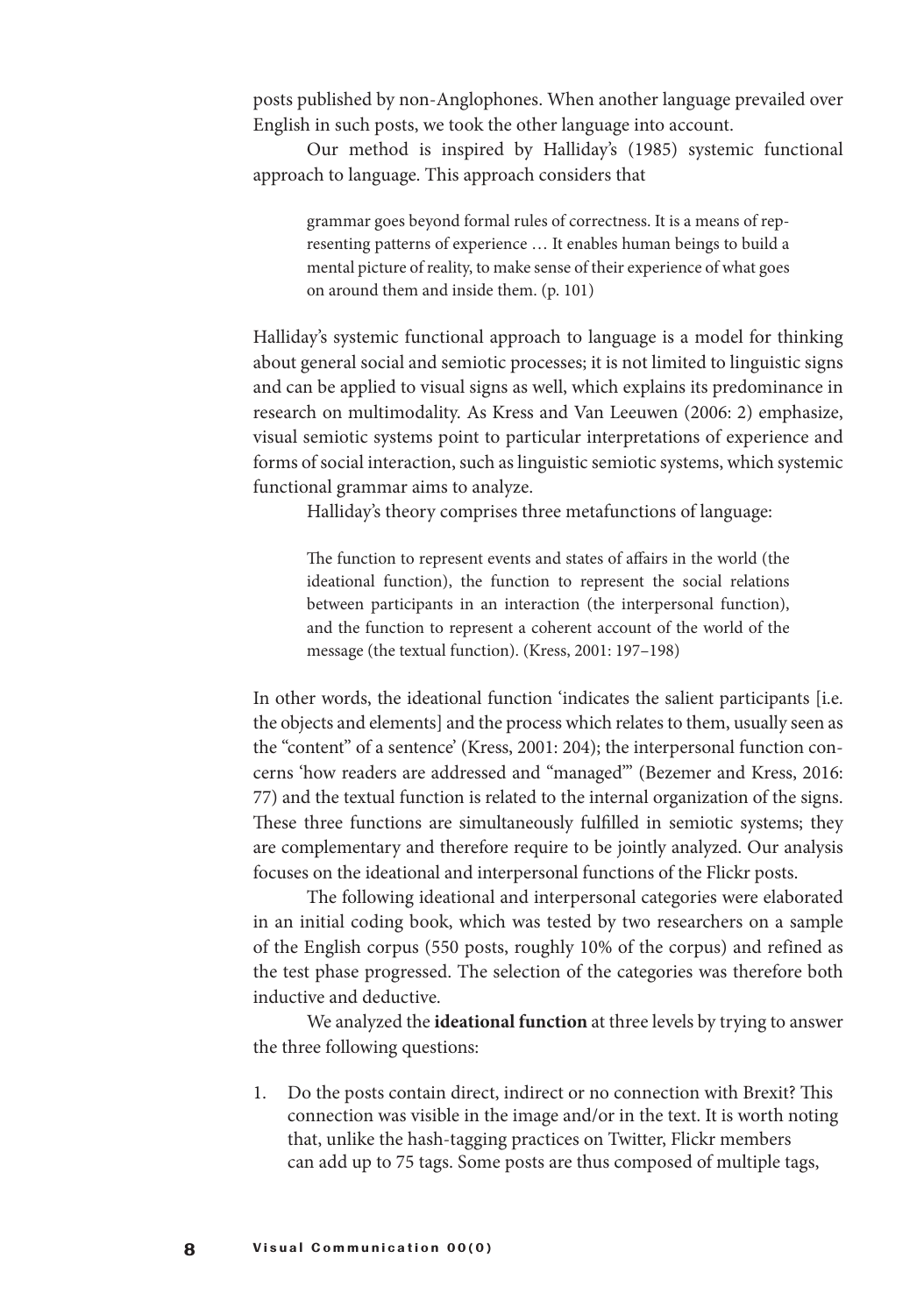posts published by non-Anglophones. When another language prevailed over English in such posts, we took the other language into account.

Our method is inspired by Halliday's (1985) systemic functional approach to language. This approach considers that

> grammar goes beyond formal rules of correctness. It is a means of representing patterns of experience … It enables human beings to build a mental picture of reality, to make sense of their experience of what goes on around them and inside them. (p. 101)

Halliday's systemic functional approach to language is a model for thinking about general social and semiotic processes; it is not limited to linguistic signs and can be applied to visual signs as well, which explains its predominance in research on multimodality. As Kress and Van Leeuwen (2006: 2) emphasize, visual semiotic systems point to particular interpretations of experience and forms of social interaction, such as linguistic semiotic systems, which systemic functional grammar aims to analyze.

Halliday's theory comprises three metafunctions of language:

> The function to represent events and states of affairs in the world (the ideational function), the function to represent the social relations between participants in an interaction (the interpersonal function), and the function to represent a coherent account of the world of the message (the textual function). (Kress, 2001: 197–198)

In other words, the ideational function 'indicates the salient participants [i.e. the objects and elements] and the process which relates to them, usually seen as the "content" of a sentence' (Kress, 2001: 204); the interpersonal function concerns 'how readers are addressed and "managed"' (Bezemer and Kress, 2016: 77) and the textual function is related to the internal organization of the signs. These three functions are simultaneously fulfilled in semiotic systems; they are complementary and therefore require to be jointly analyzed. Our analysis focuses on the ideational and interpersonal functions of the Flickr posts.

The following ideational and interpersonal categories were elaborated in an initial coding book, which was tested by two researchers on a sample of the English corpus (550 posts, roughly 10% of the corpus) and refined as the test phase progressed. The selection of the categories was therefore both inductive and deductive.

We analyzed the **ideational function** at three levels by trying to answer the three following questions:

1. Do the posts contain direct, indirect or no connection with Brexit? This connection was visible in the image and/or in the text. It is worth noting that, unlike the hash-tagging practices on Twitter, Flickr members can add up to 75 tags. Some posts are thus composed of multiple tags,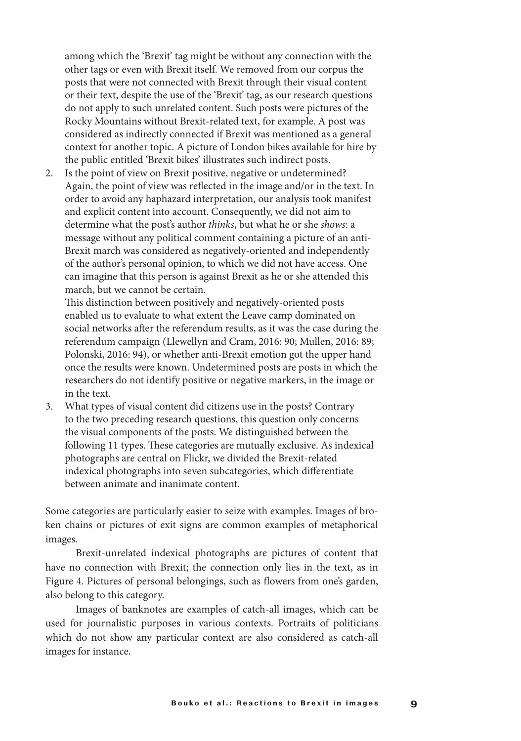among which the 'Brexit' tag might be without any connection with the other tags or even with Brexit itself. We removed from our corpus the posts that were not connected with Brexit through their visual content or their text, despite the use of the 'Brexit' tag, as our research questions do not apply to such unrelated content. Such posts were pictures of the Rocky Mountains without Brexit-related text, for example. A post was considered as indirectly connected if Brexit was mentioned as a general context for another topic. A picture of London bikes available for hire by the public entitled 'Brexit bikes' illustrates such indirect posts.

2. Is the point of view on Brexit positive, negative or undetermined? Again, the point of view was reflected in the image and/or in the text. In order to avoid any haphazard interpretation, our analysis took manifest and explicit content into account. Consequently, we did not aim to determine what the post's author *thinks*, but what he or she *shows*: a message without any political comment containing a picture of an anti-Brexit march was considered as negatively-oriented and independently of the author's personal opinion, to which we did not have access. One can imagine that this person is against Brexit as he or she attended this march, but we cannot be certain.

   This distinction between positively and negatively-oriented posts enabled us to evaluate to what extent the Leave camp dominated on social networks after the referendum results, as it was the case during the referendum campaign (Llewellyn and Cram, 2016: 90; Mullen, 2016: 89; Polonski, 2016: 94), or whether anti-Brexit emotion got the upper hand once the results were known. Undetermined posts are posts in which the researchers do not identify positive or negative markers, in the image or in the text.

3. What types of visual content did citizens use in the posts? Contrary to the two preceding research questions, this question only concerns the visual components of the posts. We distinguished between the following 11 types. These categories are mutually exclusive. As indexical photographs are central on Flickr, we divided the Brexit-related indexical photographs into seven subcategories, which differentiate between animate and inanimate content.

Some categories are particularly easier to seize with examples. Images of broken chains or pictures of exit signs are common examples of metaphorical images.

Brexit-unrelated indexical photographs are pictures of content that have no connection with Brexit; the connection only lies in the text, as in Figure 4. Pictures of personal belongings, such as flowers from one's garden, also belong to this category.

Images of banknotes are examples of catch-all images, which can be used for journalistic purposes in various contexts. Portraits of politicians which do not show any particular context are also considered as catch-all images for instance.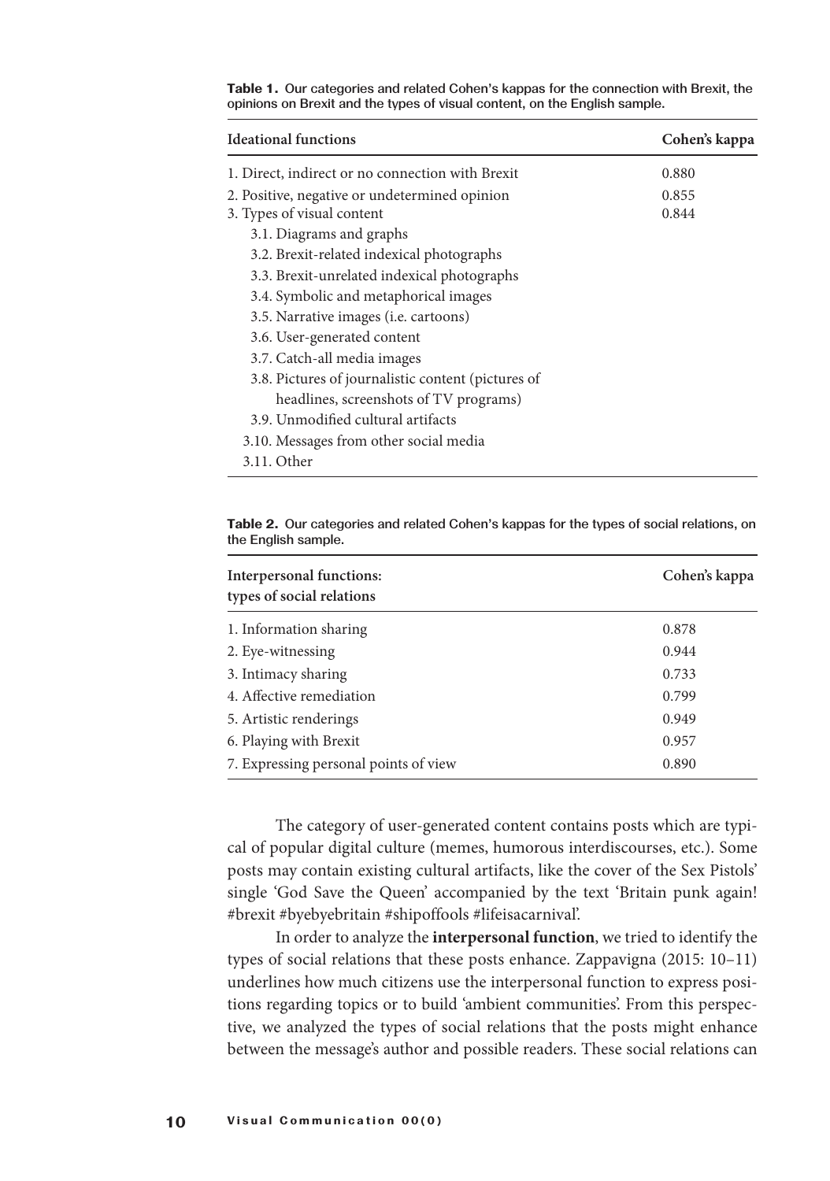**Table 1.** Our categories and related Cohen's kappas for the connection with Brexit, the opinions on Brexit and the types of visual content, on the English sample.

| Ideational functions | Cohen's kappa |
|---|---|
| 1. Direct, indirect or no connection with Brexit | 0.880 |
| 2. Positive, negative or undetermined opinion | 0.855 |
| 3. Types of visual content | 0.844 |
| 3.1. Diagrams and graphs | |
| 3.2. Brexit-related indexical photographs | |
| 3.3. Brexit-unrelated indexical photographs | |
| 3.4. Symbolic and metaphorical images | |
| 3.5. Narrative images (i.e. cartoons) | |
| 3.6. User-generated content | |
| 3.7. Catch-all media images | |
| 3.8. Pictures of journalistic content (pictures of headlines, screenshots of TV programs) | |
| 3.9. Unmodified cultural artifacts | |
| 3.10. Messages from other social media | |
| 3.11. Other | |

**Table 2.** Our categories and related Cohen's kappas for the types of social relations, on the English sample.

| Interpersonal functions: types of social relations | Cohen's kappa |
|---|---|
| 1. Information sharing | 0.878 |
| 2. Eye-witnessing | 0.944 |
| 3. Intimacy sharing | 0.733 |
| 4. Affective remediation | 0.799 |
| 5. Artistic renderings | 0.949 |
| 6. Playing with Brexit | 0.957 |
| 7. Expressing personal points of view | 0.890 |

The category of user-generated content contains posts which are typical of popular digital culture (memes, humorous interdiscourses, etc.). Some posts may contain existing cultural artifacts, like the cover of the Sex Pistols' single 'God Save the Queen' accompanied by the text 'Britain punk again! #brexit #byebyebritain #shipoffools #lifeisacarnival'.

In order to analyze the **interpersonal function**, we tried to identify the types of social relations that these posts enhance. Zappavigna (2015: 10–11) underlines how much citizens use the interpersonal function to express positions regarding topics or to build 'ambient communities'. From this perspective, we analyzed the types of social relations that the posts might enhance between the message's author and possible readers. These social relations can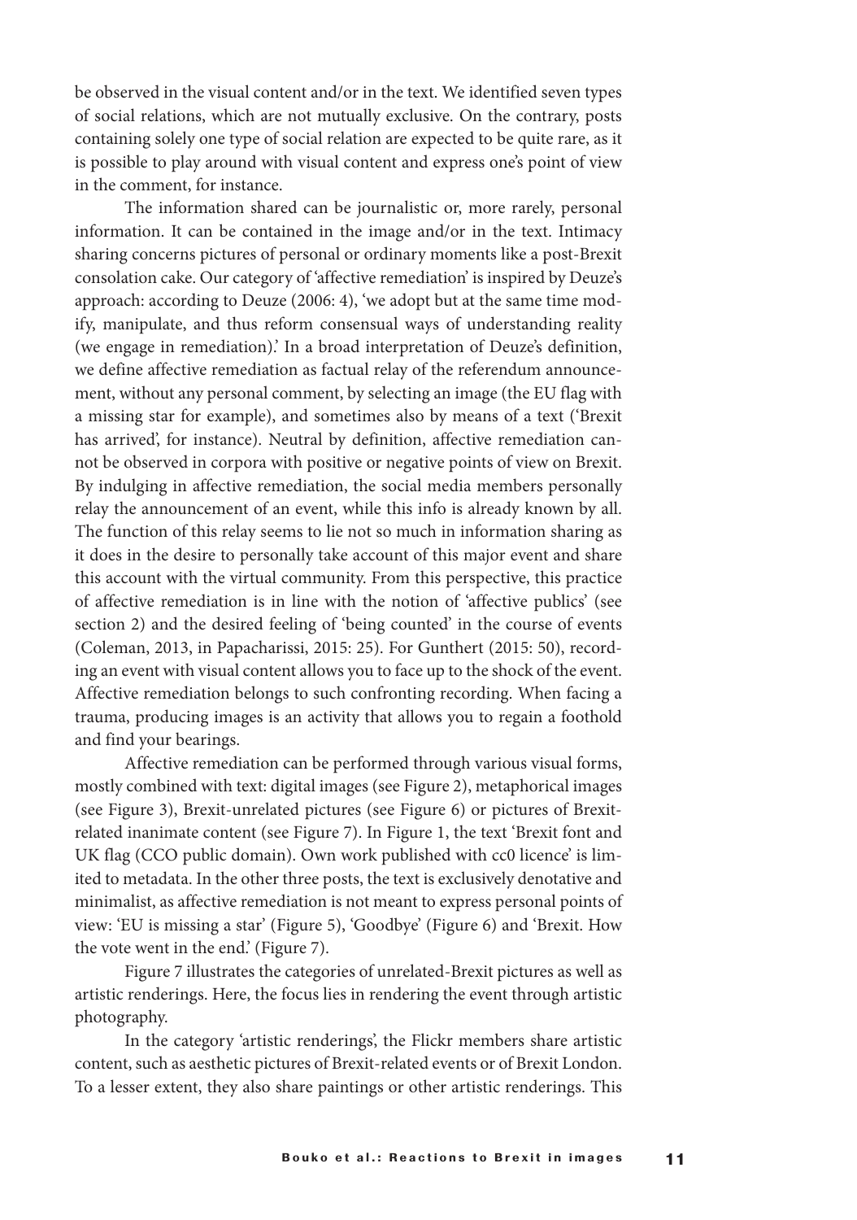be observed in the visual content and/or in the text. We identified seven types of social relations, which are not mutually exclusive. On the contrary, posts containing solely one type of social relation are expected to be quite rare, as it is possible to play around with visual content and express one's point of view in the comment, for instance.

The information shared can be journalistic or, more rarely, personal information. It can be contained in the image and/or in the text. Intimacy sharing concerns pictures of personal or ordinary moments like a post-Brexit consolation cake. Our category of 'affective remediation' is inspired by Deuze's approach: according to Deuze (2006: 4), 'we adopt but at the same time modify, manipulate, and thus reform consensual ways of understanding reality (we engage in remediation).' In a broad interpretation of Deuze's definition, we define affective remediation as factual relay of the referendum announcement, without any personal comment, by selecting an image (the EU flag with a missing star for example), and sometimes also by means of a text ('Brexit has arrived', for instance). Neutral by definition, affective remediation cannot be observed in corpora with positive or negative points of view on Brexit. By indulging in affective remediation, the social media members personally relay the announcement of an event, while this info is already known by all. The function of this relay seems to lie not so much in information sharing as it does in the desire to personally take account of this major event and share this account with the virtual community. From this perspective, this practice of affective remediation is in line with the notion of 'affective publics' (see section 2) and the desired feeling of 'being counted' in the course of events (Coleman, 2013, in Papacharissi, 2015: 25). For Gunthert (2015: 50), recording an event with visual content allows you to face up to the shock of the event. Affective remediation belongs to such confronting recording. When facing a trauma, producing images is an activity that allows you to regain a foothold and find your bearings.

Affective remediation can be performed through various visual forms, mostly combined with text: digital images (see Figure 2), metaphorical images (see Figure 3), Brexit-unrelated pictures (see Figure 6) or pictures of Brexit-related inanimate content (see Figure 7). In Figure 1, the text 'Brexit font and UK flag (CCO public domain). Own work published with cc0 licence' is limited to metadata. In the other three posts, the text is exclusively denotative and minimalist, as affective remediation is not meant to express personal points of view: 'EU is missing a star' (Figure 5), 'Goodbye' (Figure 6) and 'Brexit. How the vote went in the end.' (Figure 7).

Figure 7 illustrates the categories of unrelated-Brexit pictures as well as artistic renderings. Here, the focus lies in rendering the event through artistic photography.

In the category 'artistic renderings', the Flickr members share artistic content, such as aesthetic pictures of Brexit-related events or of Brexit London. To a lesser extent, they also share paintings or other artistic renderings. This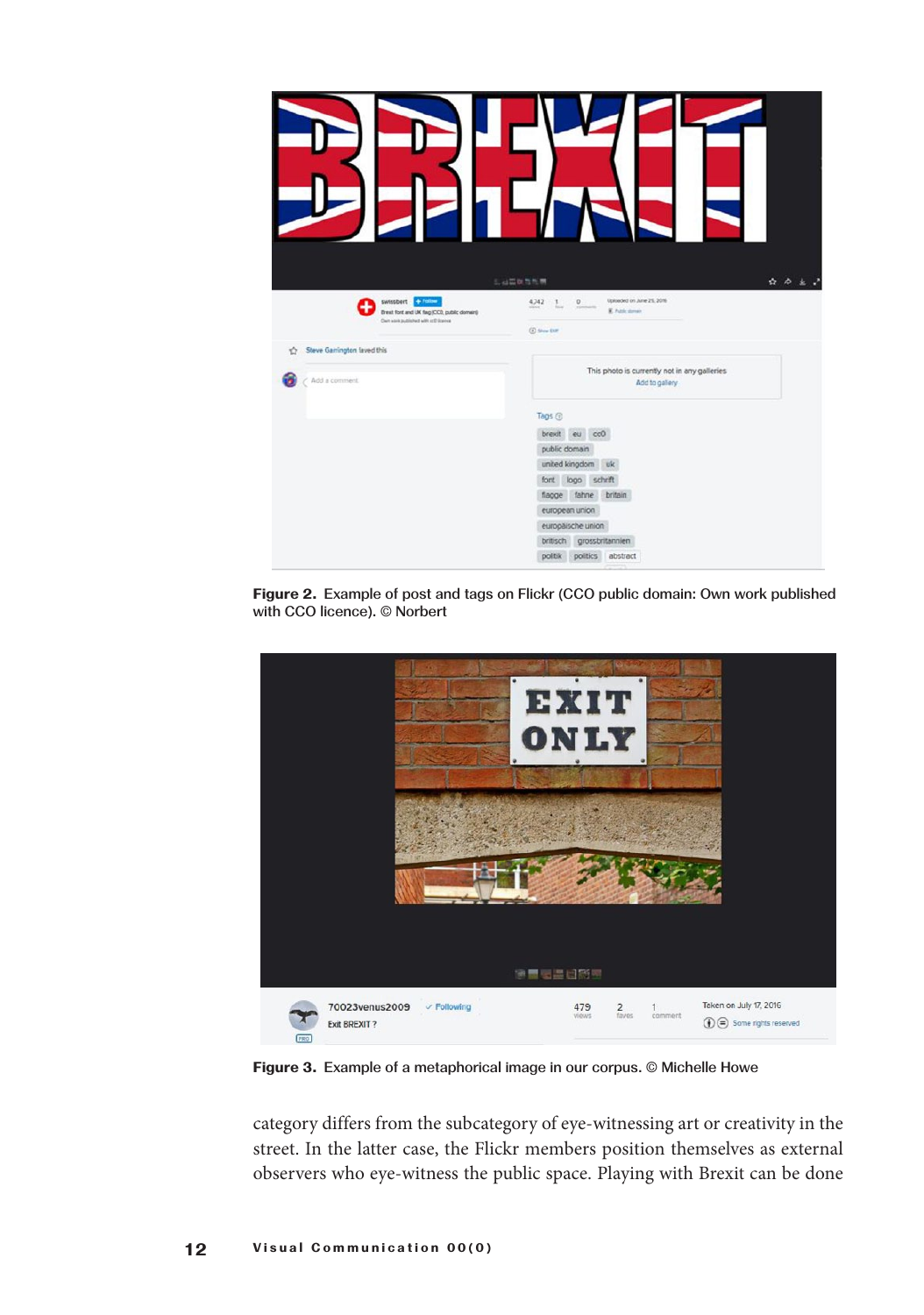**Figure 2.** Example of post and tags on Flickr (CCO public domain: Own work published with CCO licence). © Norbert

**Figure 3.** Example of a metaphorical image in our corpus. © Michelle Howe

category differs from the subcategory of eye-witnessing art or creativity in the street. In the latter case, the Flickr members position themselves as external observers who eye-witness the public space. Playing with Brexit can be done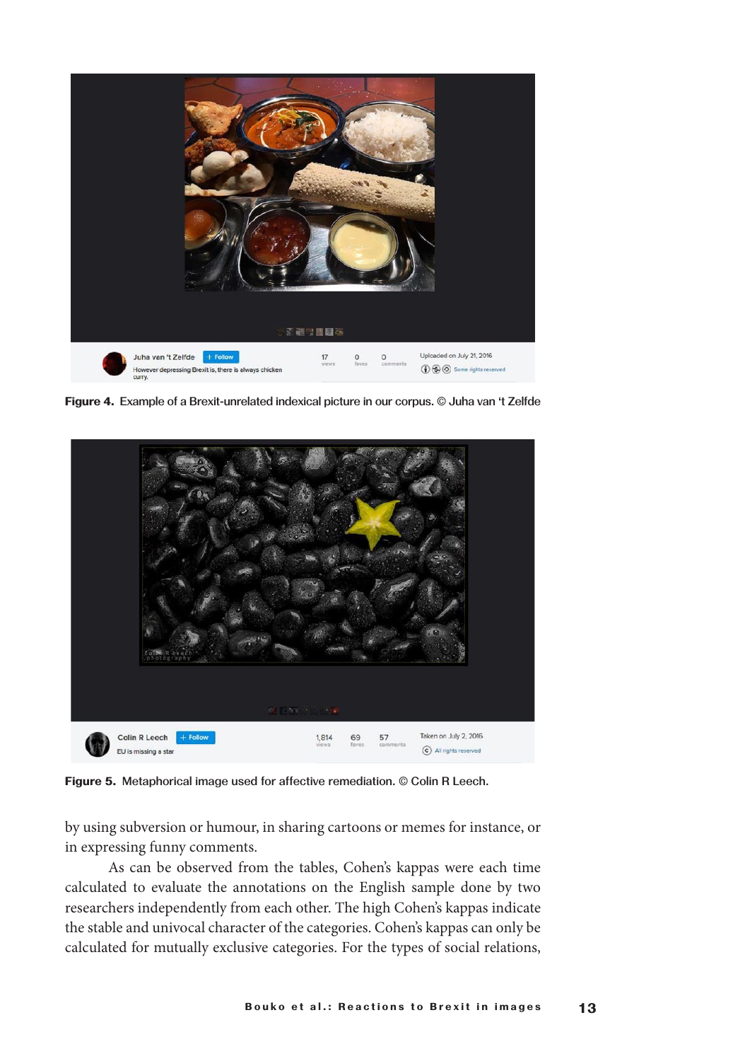**Figure 4.** Example of a Brexit-unrelated indexical picture in our corpus. © Juha van 't Zelfde

**Figure 5.** Metaphorical image used for affective remediation. © Colin R Leech.

by using subversion or humour, in sharing cartoons or memes for instance, or in expressing funny comments.

As can be observed from the tables, Cohen's kappas were each time calculated to evaluate the annotations on the English sample done by two researchers independently from each other. The high Cohen's kappas indicate the stable and univocal character of the categories. Cohen's kappas can only be calculated for mutually exclusive categories. For the types of social relations,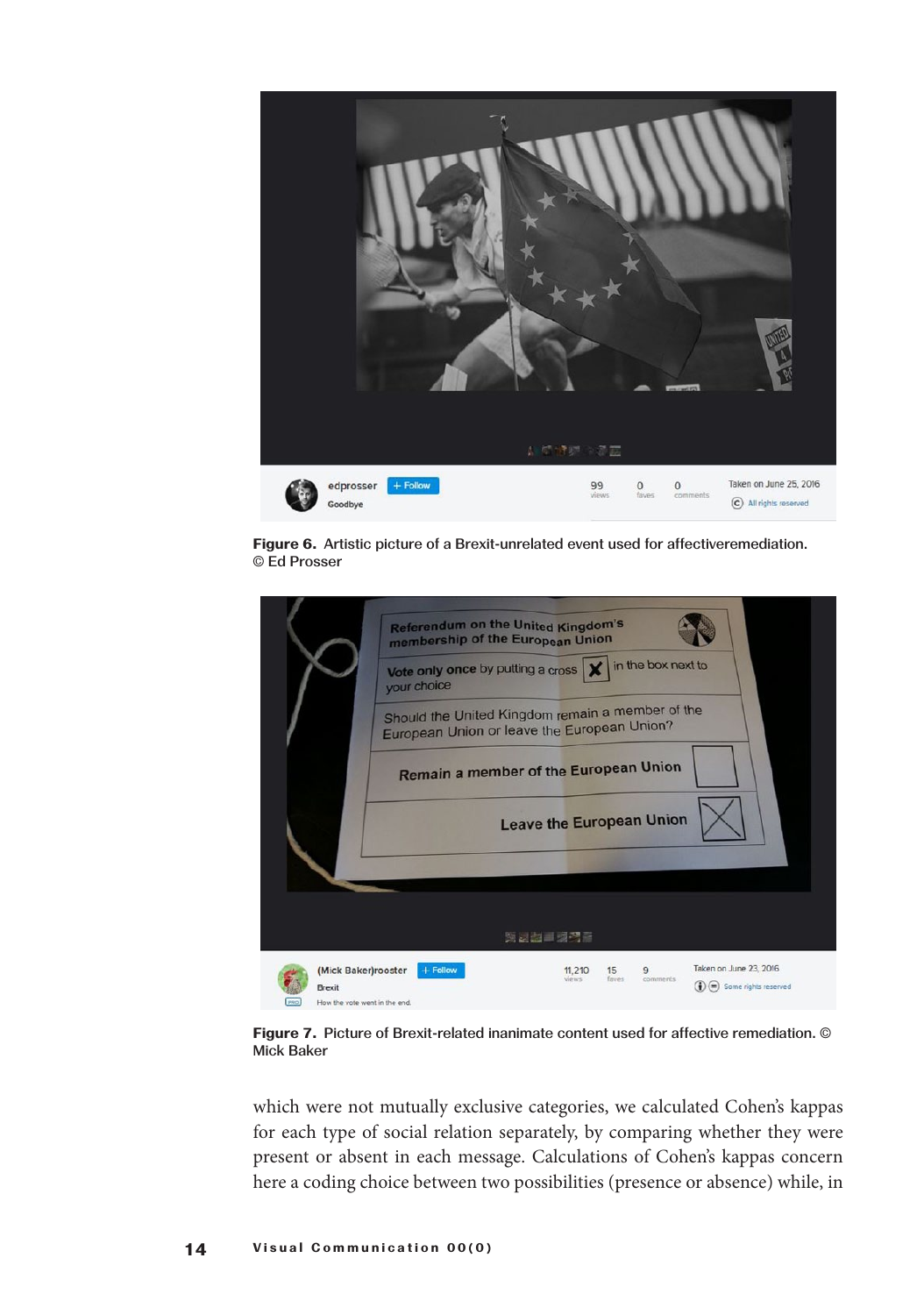**Figure 6.** Artistic picture of a Brexit-unrelated event used for affectiveremediation. © Ed Prosser

**Figure 7.** Picture of Brexit-related inanimate content used for affective remediation. © Mick Baker

which were not mutually exclusive categories, we calculated Cohen's kappas for each type of social relation separately, by comparing whether they were present or absent in each message. Calculations of Cohen's kappas concern here a coding choice between two possibilities (presence or absence) while, in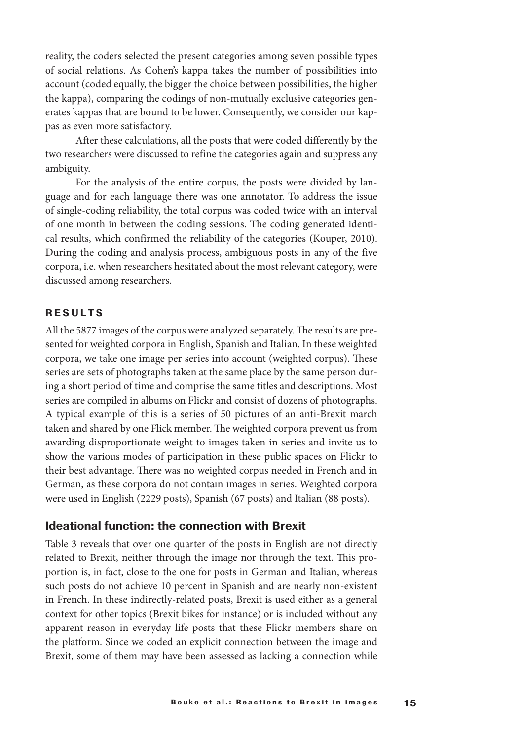reality, the coders selected the present categories among seven possible types of social relations. As Cohen's kappa takes the number of possibilities into account (coded equally, the bigger the choice between possibilities, the higher the kappa), comparing the codings of non-mutually exclusive categories generates kappas that are bound to be lower. Consequently, we consider our kappas as even more satisfactory.

After these calculations, all the posts that were coded differently by the two researchers were discussed to refine the categories again and suppress any ambiguity.

For the analysis of the entire corpus, the posts were divided by language and for each language there was one annotator. To address the issue of single-coding reliability, the total corpus was coded twice with an interval of one month in between the coding sessions. The coding generated identical results, which confirmed the reliability of the categories (Kouper, 2010). During the coding and analysis process, ambiguous posts in any of the five corpora, i.e. when researchers hesitated about the most relevant category, were discussed among researchers.

## RESULTS

All the 5877 images of the corpus were analyzed separately. The results are presented for weighted corpora in English, Spanish and Italian. In these weighted corpora, we take one image per series into account (weighted corpus). These series are sets of photographs taken at the same place by the same person during a short period of time and comprise the same titles and descriptions. Most series are compiled in albums on Flickr and consist of dozens of photographs. A typical example of this is a series of 50 pictures of an anti-Brexit march taken and shared by one Flick member. The weighted corpora prevent us from awarding disproportionate weight to images taken in series and invite us to show the various modes of participation in these public spaces on Flickr to their best advantage. There was no weighted corpus needed in French and in German, as these corpora do not contain images in series. Weighted corpora were used in English (2229 posts), Spanish (67 posts) and Italian (88 posts).

### Ideational function: the connection with Brexit

Table 3 reveals that over one quarter of the posts in English are not directly related to Brexit, neither through the image nor through the text. This proportion is, in fact, close to the one for posts in German and Italian, whereas such posts do not achieve 10 percent in Spanish and are nearly non-existent in French. In these indirectly-related posts, Brexit is used either as a general context for other topics (Brexit bikes for instance) or is included without any apparent reason in everyday life posts that these Flickr members share on the platform. Since we coded an explicit connection between the image and Brexit, some of them may have been assessed as lacking a connection while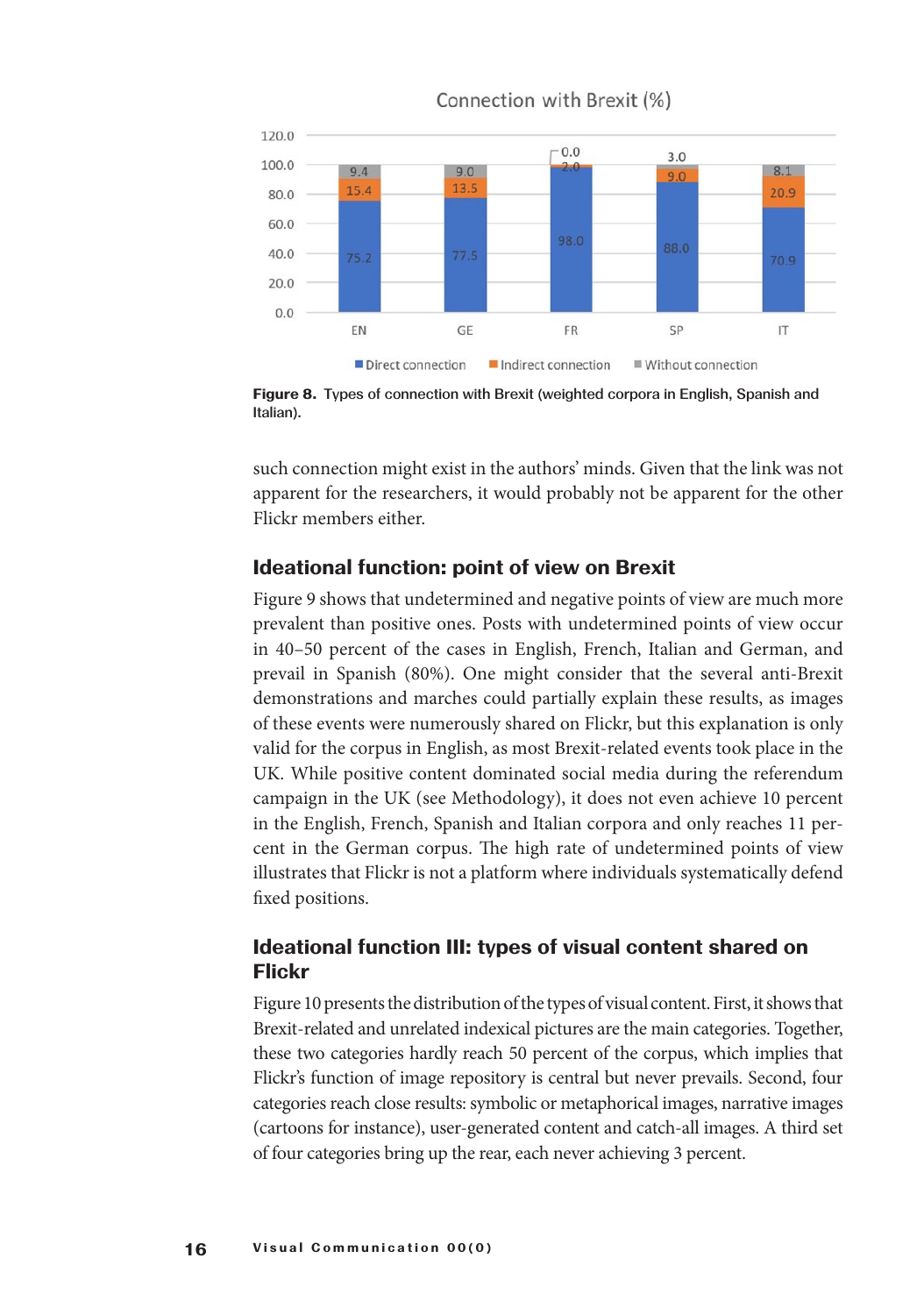**Figure 8.** Types of connection with Brexit (weighted corpora in English, Spanish and Italian).

such connection might exist in the authors' minds. Given that the link was not apparent for the researchers, it would probably not be apparent for the other Flickr members either.

## Ideational function: point of view on Brexit

Figure 9 shows that undetermined and negative points of view are much more prevalent than positive ones. Posts with undetermined points of view occur in 40–50 percent of the cases in English, French, Italian and German, and prevail in Spanish (80%). One might consider that the several anti-Brexit demonstrations and marches could partially explain these results, as images of these events were numerously shared on Flickr, but this explanation is only valid for the corpus in English, as most Brexit-related events took place in the UK. While positive content dominated social media during the referendum campaign in the UK (see Methodology), it does not even achieve 10 percent in the English, French, Spanish and Italian corpora and only reaches 11 percent in the German corpus. The high rate of undetermined points of view illustrates that Flickr is not a platform where individuals systematically defend fixed positions.

## Ideational function III: types of visual content shared on Flickr

Figure 10 presents the distribution of the types of visual content. First, it shows that Brexit-related and unrelated indexical pictures are the main categories. Together, these two categories hardly reach 50 percent of the corpus, which implies that Flickr's function of image repository is central but never prevails. Second, four categories reach close results: symbolic or metaphorical images, narrative images (cartoons for instance), user-generated content and catch-all images. A third set of four categories bring up the rear, each never achieving 3 percent.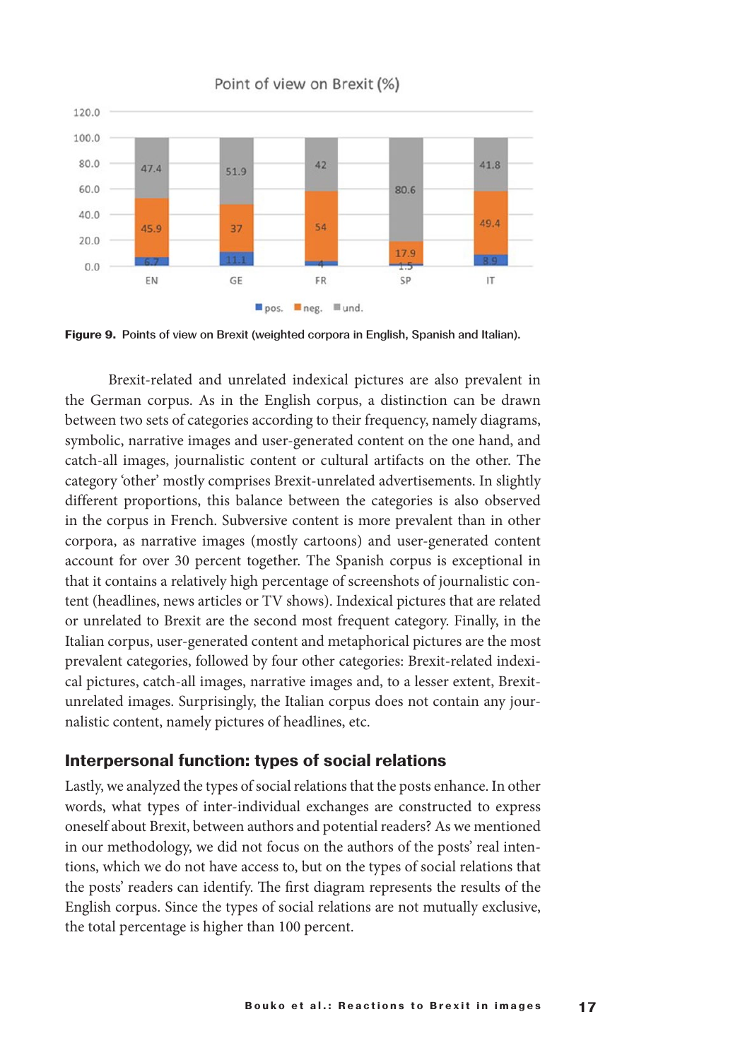Figure 9. Points of view on Brexit (weighted corpora in English, Spanish and Italian).

Brexit-related and unrelated indexical pictures are also prevalent in the German corpus. As in the English corpus, a distinction can be drawn between two sets of categories according to their frequency, namely diagrams, symbolic, narrative images and user-generated content on the one hand, and catch-all images, journalistic content or cultural artifacts on the other. The category 'other' mostly comprises Brexit-unrelated advertisements. In slightly different proportions, this balance between the categories is also observed in the corpus in French. Subversive content is more prevalent than in other corpora, as narrative images (mostly cartoons) and user-generated content account for over 30 percent together. The Spanish corpus is exceptional in that it contains a relatively high percentage of screenshots of journalistic content (headlines, news articles or TV shows). Indexical pictures that are related or unrelated to Brexit are the second most frequent category. Finally, in the Italian corpus, user-generated content and metaphorical pictures are the most prevalent categories, followed by four other categories: Brexit-related indexical pictures, catch-all images, narrative images and, to a lesser extent, Brexit-unrelated images. Surprisingly, the Italian corpus does not contain any journalistic content, namely pictures of headlines, etc.

## Interpersonal function: types of social relations

Lastly, we analyzed the types of social relations that the posts enhance. In other words, what types of inter-individual exchanges are constructed to express oneself about Brexit, between authors and potential readers? As we mentioned in our methodology, we did not focus on the authors of the posts' real intentions, which we do not have access to, but on the types of social relations that the posts' readers can identify. The first diagram represents the results of the English corpus. Since the types of social relations are not mutually exclusive, the total percentage is higher than 100 percent.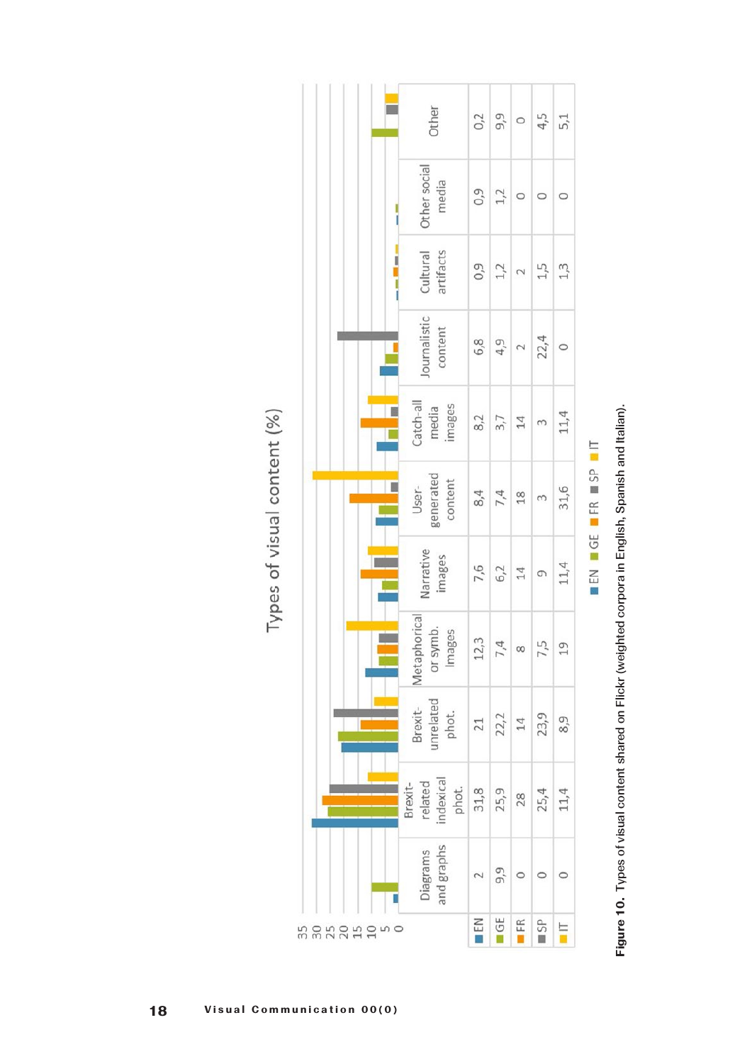Types of visual content (%)

|  | Diagrams and graphs | Brexit-related indexical phot. | Brexit-unrelated phot. | Metaphorical or symb. Images | Narrative images | User-generated content | Catch-all media images | Journalistic content | Cultural artifacts | Other social media | Other |
|---|---|---|---|---|---|---|---|---|---|---|---|
| EN | 2 | 31,8 | 21 | 12,3 | 7,6 | 8,4 | 8,2 | 6,8 | 0,9 | 0,9 | 0,2 |
| GE | 9,9 | 25,9 | 22,2 | 7,4 | 6,2 | 7,4 | 3,7 | 4,9 | 1,2 | 1,2 | 9,9 |
| FR | 0 | 28 | 14 | 8 | 14 | 18 | 14 | 2 | 2 | 0 | 0 |
| SP | 0 | 25,4 | 23,9 | 7,5 | 9 | 3 | 3 | 22,4 | 1,5 | 0 | 4,5 |
| IT | 0 | 11,4 | 8,9 | 19 | 11,4 | 31,6 | 11,4 | 0 | 1,3 | 0 | 5,1 |

**Figure 10.** Types of visual content shared on Flickr (weighted corpora in English, Spanish and Italian).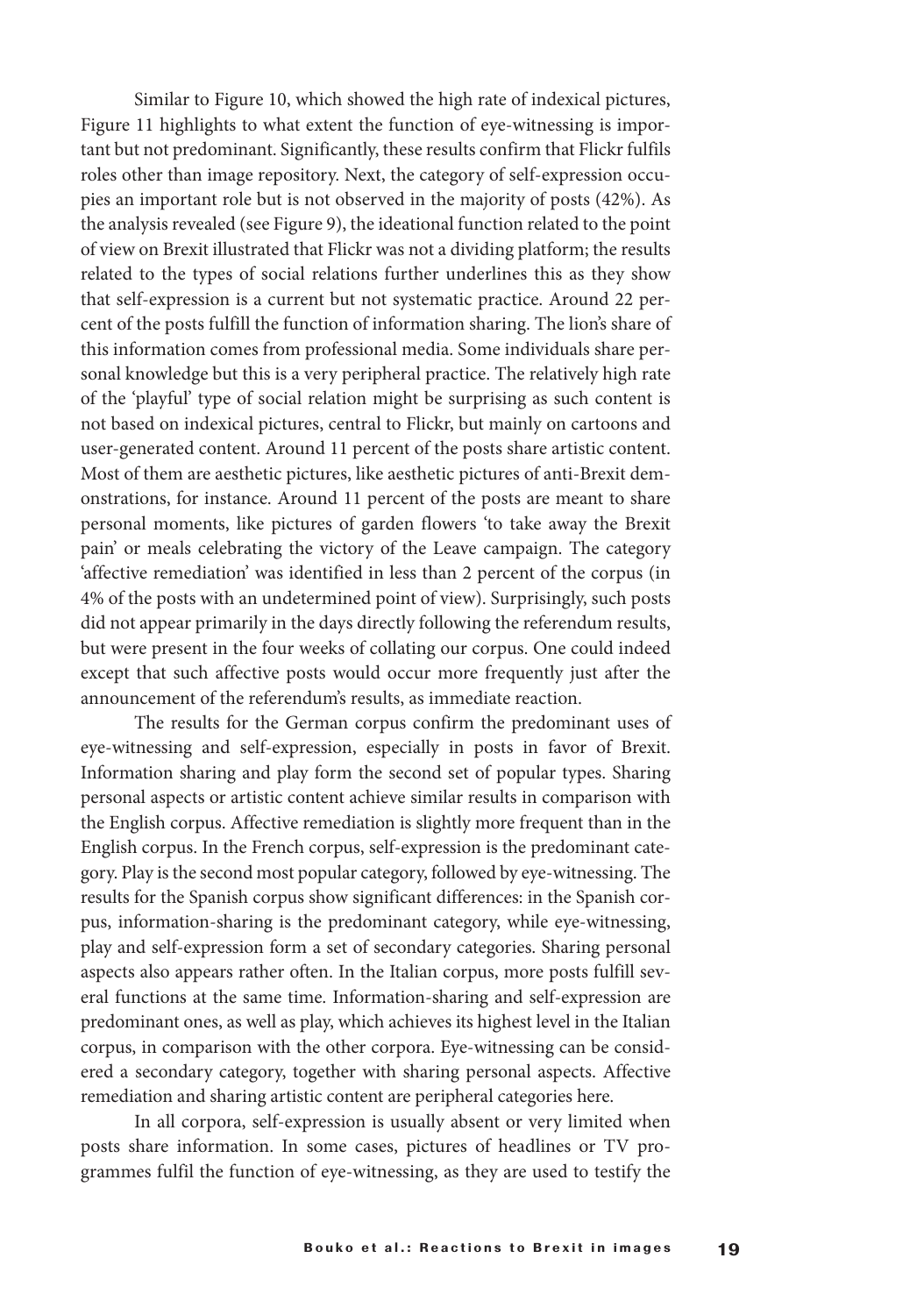Similar to Figure 10, which showed the high rate of indexical pictures, Figure 11 highlights to what extent the function of eye-witnessing is important but not predominant. Significantly, these results confirm that Flickr fulfils roles other than image repository. Next, the category of self-expression occupies an important role but is not observed in the majority of posts (42%). As the analysis revealed (see Figure 9), the ideational function related to the point of view on Brexit illustrated that Flickr was not a dividing platform; the results related to the types of social relations further underlines this as they show that self-expression is a current but not systematic practice. Around 22 percent of the posts fulfill the function of information sharing. The lion's share of this information comes from professional media. Some individuals share personal knowledge but this is a very peripheral practice. The relatively high rate of the 'playful' type of social relation might be surprising as such content is not based on indexical pictures, central to Flickr, but mainly on cartoons and user-generated content. Around 11 percent of the posts share artistic content. Most of them are aesthetic pictures, like aesthetic pictures of anti-Brexit demonstrations, for instance. Around 11 percent of the posts are meant to share personal moments, like pictures of garden flowers 'to take away the Brexit pain' or meals celebrating the victory of the Leave campaign. The category 'affective remediation' was identified in less than 2 percent of the corpus (in 4% of the posts with an undetermined point of view). Surprisingly, such posts did not appear primarily in the days directly following the referendum results, but were present in the four weeks of collating our corpus. One could indeed except that such affective posts would occur more frequently just after the announcement of the referendum's results, as immediate reaction.

The results for the German corpus confirm the predominant uses of eye-witnessing and self-expression, especially in posts in favor of Brexit. Information sharing and play form the second set of popular types. Sharing personal aspects or artistic content achieve similar results in comparison with the English corpus. Affective remediation is slightly more frequent than in the English corpus. In the French corpus, self-expression is the predominant category. Play is the second most popular category, followed by eye-witnessing. The results for the Spanish corpus show significant differences: in the Spanish corpus, information-sharing is the predominant category, while eye-witnessing, play and self-expression form a set of secondary categories. Sharing personal aspects also appears rather often. In the Italian corpus, more posts fulfill several functions at the same time. Information-sharing and self-expression are predominant ones, as well as play, which achieves its highest level in the Italian corpus, in comparison with the other corpora. Eye-witnessing can be considered a secondary category, together with sharing personal aspects. Affective remediation and sharing artistic content are peripheral categories here.

In all corpora, self-expression is usually absent or very limited when posts share information. In some cases, pictures of headlines or TV programmes fulfil the function of eye-witnessing, as they are used to testify the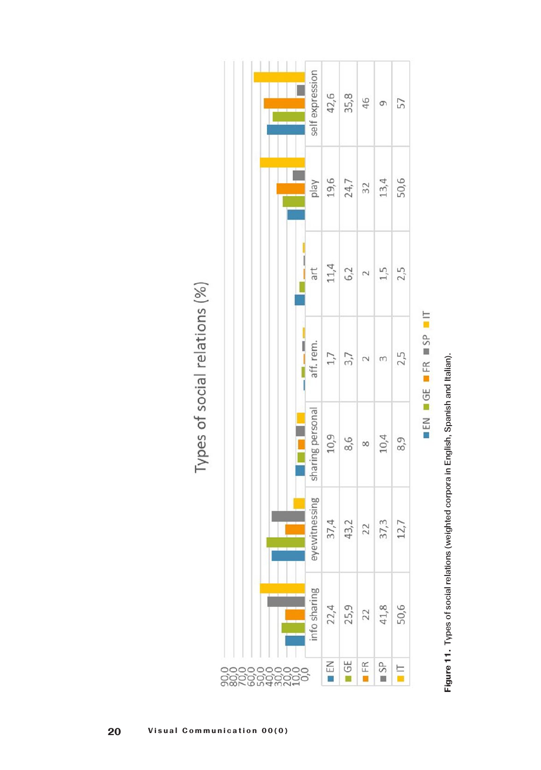Types of social relations (%)

|  | info sharing | eyewitnessing | sharing personal | aff. rem. | art | play | self expression |
|---|---|---|---|---|---|---|---|
| EN | 22,4 | 37,4 | 10,9 | 1,7 | 11,4 | 19,6 | 42,6 |
| GE | 25,9 | 43,2 | 8,6 | 3,7 | 6,2 | 24,7 | 35,8 |
| FR | 22 | 22 | 8 | 2 | 2 | 32 | 46 |
| SP | 41,8 | 37,3 | 10,4 | 3 | 1,5 | 13,4 | 9 |
| IT | 50,6 | 12,7 | 8,9 | 2,5 | 2,5 | 50,6 | 57 |

**Figure 11.** Types of social relations (weighted corpora in English, Spanish and Italian).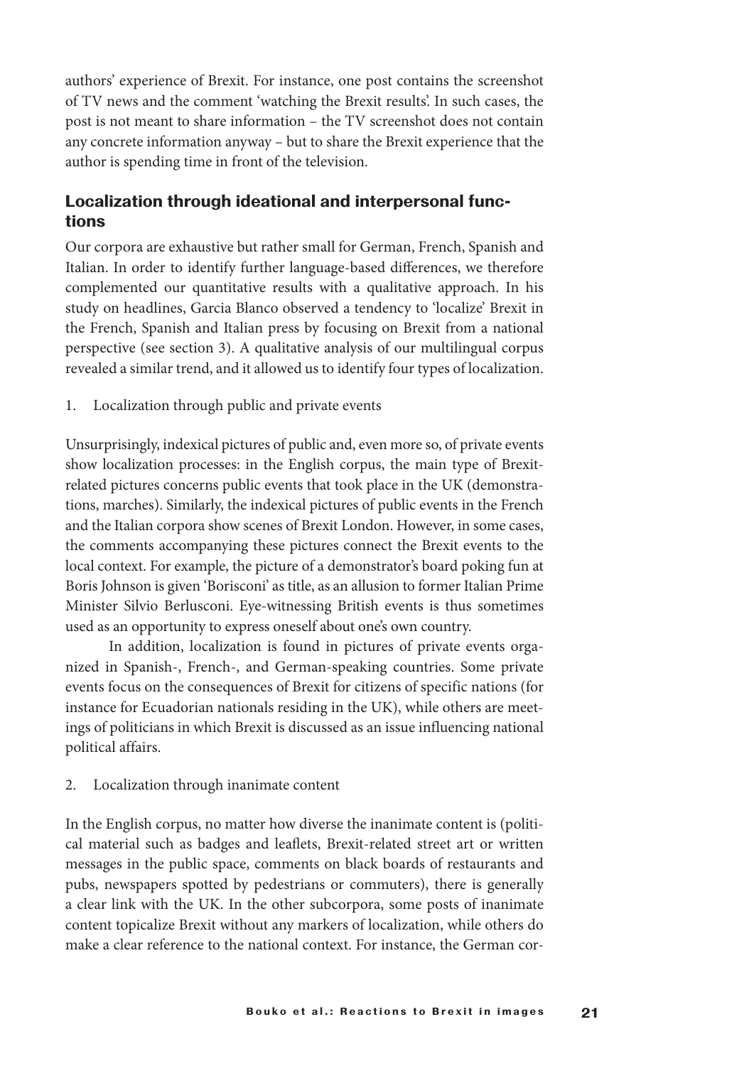authors' experience of Brexit. For instance, one post contains the screenshot of TV news and the comment 'watching the Brexit results'. In such cases, the post is not meant to share information – the TV screenshot does not contain any concrete information anyway – but to share the Brexit experience that the author is spending time in front of the television.

## Localization through ideational and interpersonal functions

Our corpora are exhaustive but rather small for German, French, Spanish and Italian. In order to identify further language-based differences, we therefore complemented our quantitative results with a qualitative approach. In his study on headlines, Garcia Blanco observed a tendency to 'localize' Brexit in the French, Spanish and Italian press by focusing on Brexit from a national perspective (see section 3). A qualitative analysis of our multilingual corpus revealed a similar trend, and it allowed us to identify four types of localization.

1. Localization through public and private events

Unsurprisingly, indexical pictures of public and, even more so, of private events show localization processes: in the English corpus, the main type of Brexit-related pictures concerns public events that took place in the UK (demonstrations, marches). Similarly, the indexical pictures of public events in the French and the Italian corpora show scenes of Brexit London. However, in some cases, the comments accompanying these pictures connect the Brexit events to the local context. For example, the picture of a demonstrator's board poking fun at Boris Johnson is given 'Borisconi' as title, as an allusion to former Italian Prime Minister Silvio Berlusconi. Eye-witnessing British events is thus sometimes used as an opportunity to express oneself about one's own country.

In addition, localization is found in pictures of private events organized in Spanish-, French-, and German-speaking countries. Some private events focus on the consequences of Brexit for citizens of specific nations (for instance for Ecuadorian nationals residing in the UK), while others are meetings of politicians in which Brexit is discussed as an issue influencing national political affairs.

2. Localization through inanimate content

In the English corpus, no matter how diverse the inanimate content is (political material such as badges and leaflets, Brexit-related street art or written messages in the public space, comments on black boards of restaurants and pubs, newspapers spotted by pedestrians or commuters), there is generally a clear link with the UK. In the other subcorpora, some posts of inanimate content topicalize Brexit without any markers of localization, while others do make a clear reference to the national context. For instance, the German cor-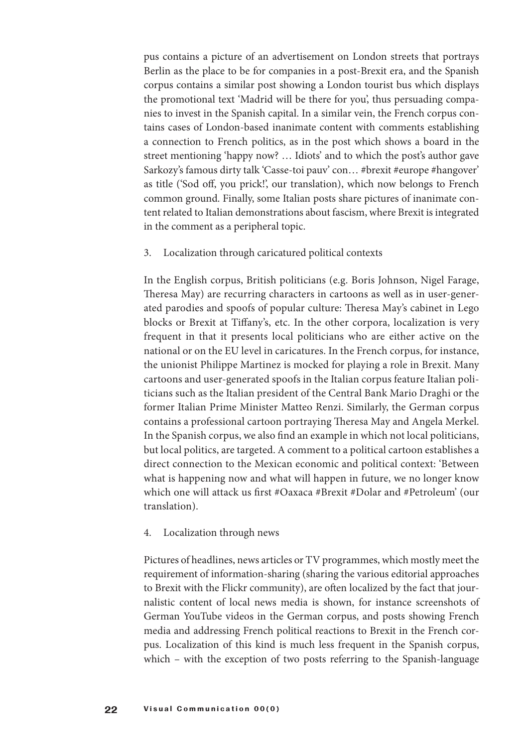pus contains a picture of an advertisement on London streets that portrays Berlin as the place to be for companies in a post-Brexit era, and the Spanish corpus contains a similar post showing a London tourist bus which displays the promotional text 'Madrid will be there for you', thus persuading companies to invest in the Spanish capital. In a similar vein, the French corpus contains cases of London-based inanimate content with comments establishing a connection to French politics, as in the post which shows a board in the street mentioning 'happy now? … Idiots' and to which the post's author gave Sarkozy's famous dirty talk 'Casse-toi pauv' con… #brexit #europe #hangover' as title ('Sod off, you prick!', our translation), which now belongs to French common ground. Finally, some Italian posts share pictures of inanimate content related to Italian demonstrations about fascism, where Brexit is integrated in the comment as a peripheral topic.

3. Localization through caricatured political contexts

In the English corpus, British politicians (e.g. Boris Johnson, Nigel Farage, Theresa May) are recurring characters in cartoons as well as in user-generated parodies and spoofs of popular culture: Theresa May's cabinet in Lego blocks or Brexit at Tiffany's, etc. In the other corpora, localization is very frequent in that it presents local politicians who are either active on the national or on the EU level in caricatures. In the French corpus, for instance, the unionist Philippe Martinez is mocked for playing a role in Brexit. Many cartoons and user-generated spoofs in the Italian corpus feature Italian politicians such as the Italian president of the Central Bank Mario Draghi or the former Italian Prime Minister Matteo Renzi. Similarly, the German corpus contains a professional cartoon portraying Theresa May and Angela Merkel. In the Spanish corpus, we also find an example in which not local politicians, but local politics, are targeted. A comment to a political cartoon establishes a direct connection to the Mexican economic and political context: 'Between what is happening now and what will happen in future, we no longer know which one will attack us first #Oaxaca #Brexit #Dolar and #Petroleum' (our translation).

4. Localization through news

Pictures of headlines, news articles or TV programmes, which mostly meet the requirement of information-sharing (sharing the various editorial approaches to Brexit with the Flickr community), are often localized by the fact that journalistic content of local news media is shown, for instance screenshots of German YouTube videos in the German corpus, and posts showing French media and addressing French political reactions to Brexit in the French corpus. Localization of this kind is much less frequent in the Spanish corpus, which – with the exception of two posts referring to the Spanish-language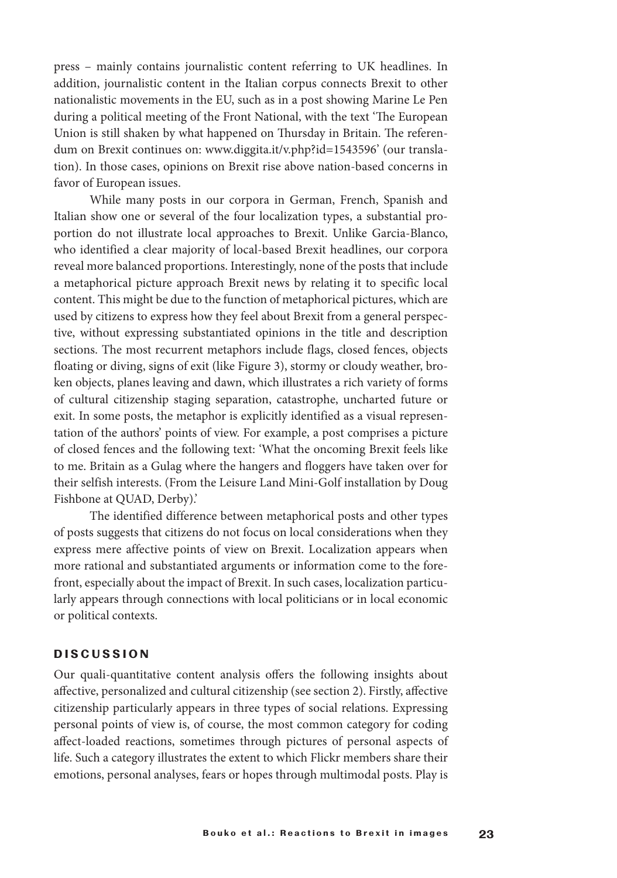press – mainly contains journalistic content referring to UK headlines. In addition, journalistic content in the Italian corpus connects Brexit to other nationalistic movements in the EU, such as in a post showing Marine Le Pen during a political meeting of the Front National, with the text 'The European Union is still shaken by what happened on Thursday in Britain. The referendum on Brexit continues on: www.diggita.it/v.php?id=1543596' (our translation). In those cases, opinions on Brexit rise above nation-based concerns in favor of European issues.

While many posts in our corpora in German, French, Spanish and Italian show one or several of the four localization types, a substantial proportion do not illustrate local approaches to Brexit. Unlike Garcia-Blanco, who identified a clear majority of local-based Brexit headlines, our corpora reveal more balanced proportions. Interestingly, none of the posts that include a metaphorical picture approach Brexit news by relating it to specific local content. This might be due to the function of metaphorical pictures, which are used by citizens to express how they feel about Brexit from a general perspective, without expressing substantiated opinions in the title and description sections. The most recurrent metaphors include flags, closed fences, objects floating or diving, signs of exit (like Figure 3), stormy or cloudy weather, broken objects, planes leaving and dawn, which illustrates a rich variety of forms of cultural citizenship staging separation, catastrophe, uncharted future or exit. In some posts, the metaphor is explicitly identified as a visual representation of the authors' points of view. For example, a post comprises a picture of closed fences and the following text: 'What the oncoming Brexit feels like to me. Britain as a Gulag where the hangers and floggers have taken over for their selfish interests. (From the Leisure Land Mini-Golf installation by Doug Fishbone at QUAD, Derby).'

The identified difference between metaphorical posts and other types of posts suggests that citizens do not focus on local considerations when they express mere affective points of view on Brexit. Localization appears when more rational and substantiated arguments or information come to the forefront, especially about the impact of Brexit. In such cases, localization particularly appears through connections with local politicians or in local economic or political contexts.

## DISCUSSION

Our quali-quantitative content analysis offers the following insights about affective, personalized and cultural citizenship (see section 2). Firstly, affective citizenship particularly appears in three types of social relations. Expressing personal points of view is, of course, the most common category for coding affect-loaded reactions, sometimes through pictures of personal aspects of life. Such a category illustrates the extent to which Flickr members share their emotions, personal analyses, fears or hopes through multimodal posts. Play is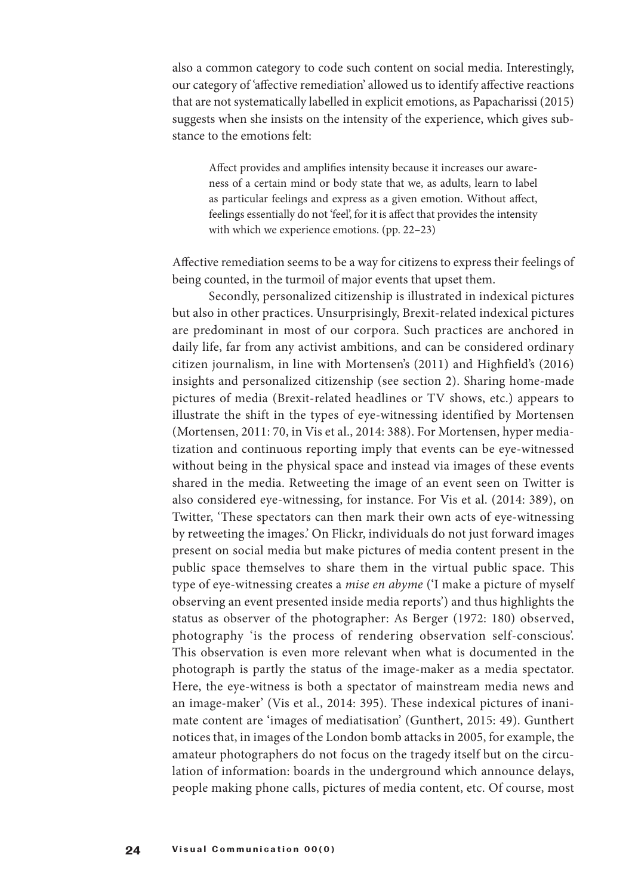also a common category to code such content on social media. Interestingly, our category of 'affective remediation' allowed us to identify affective reactions that are not systematically labelled in explicit emotions, as Papacharissi (2015) suggests when she insists on the intensity of the experience, which gives substance to the emotions felt:

> Affect provides and amplifies intensity because it increases our awareness of a certain mind or body state that we, as adults, learn to label as particular feelings and express as a given emotion. Without affect, feelings essentially do not 'feel', for it is affect that provides the intensity with which we experience emotions. (pp. 22–23)

Affective remediation seems to be a way for citizens to express their feelings of being counted, in the turmoil of major events that upset them.

Secondly, personalized citizenship is illustrated in indexical pictures but also in other practices. Unsurprisingly, Brexit-related indexical pictures are predominant in most of our corpora. Such practices are anchored in daily life, far from any activist ambitions, and can be considered ordinary citizen journalism, in line with Mortensen's (2011) and Highfield's (2016) insights and personalized citizenship (see section 2). Sharing home-made pictures of media (Brexit-related headlines or TV shows, etc.) appears to illustrate the shift in the types of eye-witnessing identified by Mortensen (Mortensen, 2011: 70, in Vis et al., 2014: 388). For Mortensen, hyper mediatization and continuous reporting imply that events can be eye-witnessed without being in the physical space and instead via images of these events shared in the media. Retweeting the image of an event seen on Twitter is also considered eye-witnessing, for instance. For Vis et al. (2014: 389), on Twitter, 'These spectators can then mark their own acts of eye-witnessing by retweeting the images.' On Flickr, individuals do not just forward images present on social media but make pictures of media content present in the public space themselves to share them in the virtual public space. This type of eye-witnessing creates a *mise en abyme* ('I make a picture of myself observing an event presented inside media reports') and thus highlights the status as observer of the photographer: As Berger (1972: 180) observed, photography 'is the process of rendering observation self-conscious'. This observation is even more relevant when what is documented in the photograph is partly the status of the image-maker as a media spectator. Here, the eye-witness is both a spectator of mainstream media news and an image-maker' (Vis et al., 2014: 395). These indexical pictures of inanimate content are 'images of mediatisation' (Gunthert, 2015: 49). Gunthert notices that, in images of the London bomb attacks in 2005, for example, the amateur photographers do not focus on the tragedy itself but on the circulation of information: boards in the underground which announce delays, people making phone calls, pictures of media content, etc. Of course, most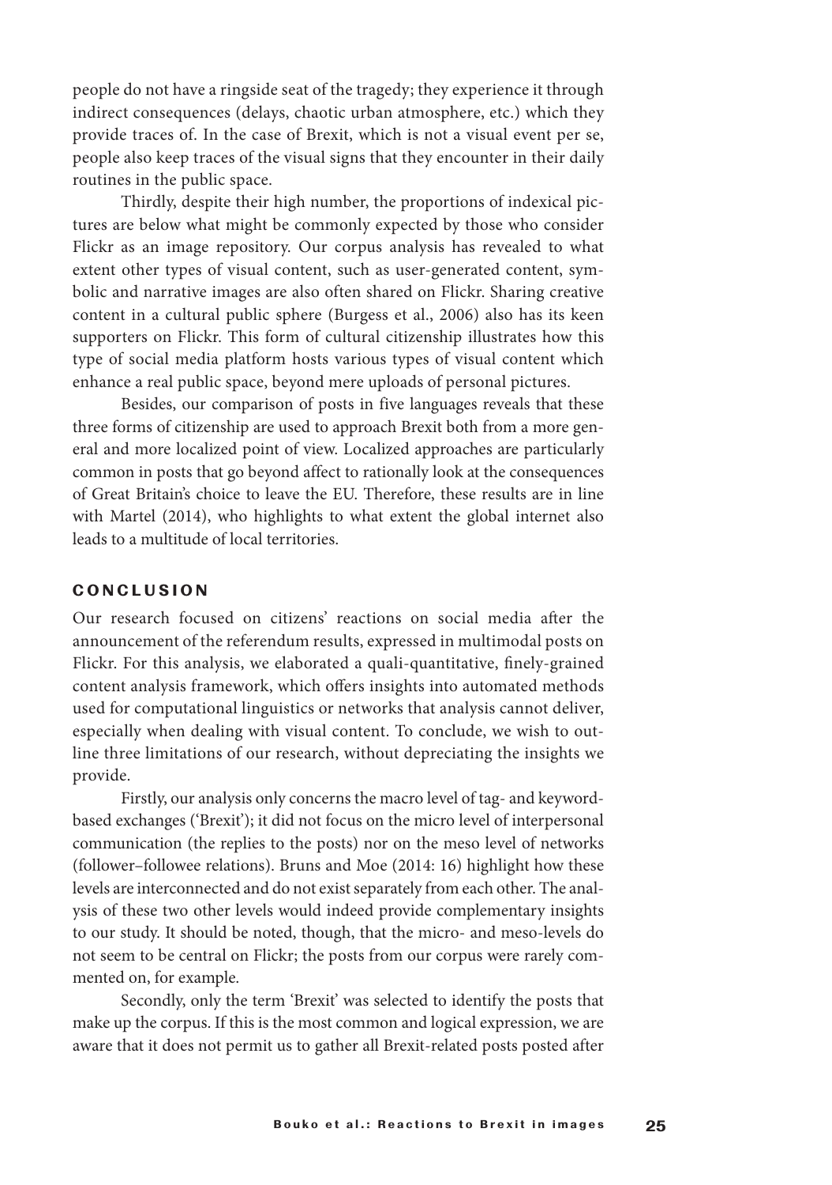people do not have a ringside seat of the tragedy; they experience it through indirect consequences (delays, chaotic urban atmosphere, etc.) which they provide traces of. In the case of Brexit, which is not a visual event per se, people also keep traces of the visual signs that they encounter in their daily routines in the public space.

Thirdly, despite their high number, the proportions of indexical pictures are below what might be commonly expected by those who consider Flickr as an image repository. Our corpus analysis has revealed to what extent other types of visual content, such as user-generated content, symbolic and narrative images are also often shared on Flickr. Sharing creative content in a cultural public sphere (Burgess et al., 2006) also has its keen supporters on Flickr. This form of cultural citizenship illustrates how this type of social media platform hosts various types of visual content which enhance a real public space, beyond mere uploads of personal pictures.

Besides, our comparison of posts in five languages reveals that these three forms of citizenship are used to approach Brexit both from a more general and more localized point of view. Localized approaches are particularly common in posts that go beyond affect to rationally look at the consequences of Great Britain's choice to leave the EU. Therefore, these results are in line with Martel (2014), who highlights to what extent the global internet also leads to a multitude of local territories.

## CONCLUSION

Our research focused on citizens' reactions on social media after the announcement of the referendum results, expressed in multimodal posts on Flickr. For this analysis, we elaborated a quali-quantitative, finely-grained content analysis framework, which offers insights into automated methods used for computational linguistics or networks that analysis cannot deliver, especially when dealing with visual content. To conclude, we wish to outline three limitations of our research, without depreciating the insights we provide.

Firstly, our analysis only concerns the macro level of tag- and keyword-based exchanges ('Brexit'); it did not focus on the micro level of interpersonal communication (the replies to the posts) nor on the meso level of networks (follower–followee relations). Bruns and Moe (2014: 16) highlight how these levels are interconnected and do not exist separately from each other. The analysis of these two other levels would indeed provide complementary insights to our study. It should be noted, though, that the micro- and meso-levels do not seem to be central on Flickr; the posts from our corpus were rarely commented on, for example.

Secondly, only the term 'Brexit' was selected to identify the posts that make up the corpus. If this is the most common and logical expression, we are aware that it does not permit us to gather all Brexit-related posts posted after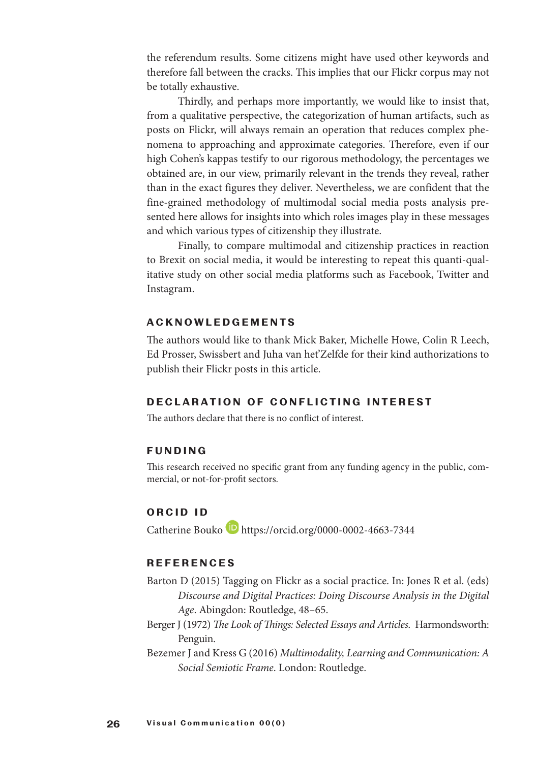the referendum results. Some citizens might have used other keywords and therefore fall between the cracks. This implies that our Flickr corpus may not be totally exhaustive.

Thirdly, and perhaps more importantly, we would like to insist that, from a qualitative perspective, the categorization of human artifacts, such as posts on Flickr, will always remain an operation that reduces complex phenomena to approaching and approximate categories. Therefore, even if our high Cohen's kappas testify to our rigorous methodology, the percentages we obtained are, in our view, primarily relevant in the trends they reveal, rather than in the exact figures they deliver. Nevertheless, we are confident that the fine-grained methodology of multimodal social media posts analysis presented here allows for insights into which roles images play in these messages and which various types of citizenship they illustrate.

Finally, to compare multimodal and citizenship practices in reaction to Brexit on social media, it would be interesting to repeat this quanti-qualitative study on other social media platforms such as Facebook, Twitter and Instagram.

## ACKNOWLEDGEMENTS

The authors would like to thank Mick Baker, Michelle Howe, Colin R Leech, Ed Prosser, Swissbert and Juha van het'Zelfde for their kind authorizations to publish their Flickr posts in this article.

## DECLARATION OF CONFLICTING INTEREST

The authors declare that there is no conflict of interest.

## FUNDING

This research received no specific grant from any funding agency in the public, commercial, or not-for-profit sectors.

## ORCID ID

Catherine Bouko https://orcid.org/0000-0002-4663-7344

## REFERENCES

Barton D (2015) Tagging on Flickr as a social practice. In: Jones R et al. (eds) *Discourse and Digital Practices: Doing Discourse Analysis in the Digital Age*. Abingdon: Routledge, 48–65.

Berger J (1972) *The Look of Things: Selected Essays and Articles.* Harmondsworth: Penguin.

Bezemer J and Kress G (2016) *Multimodality, Learning and Communication: A Social Semiotic Frame*. London: Routledge.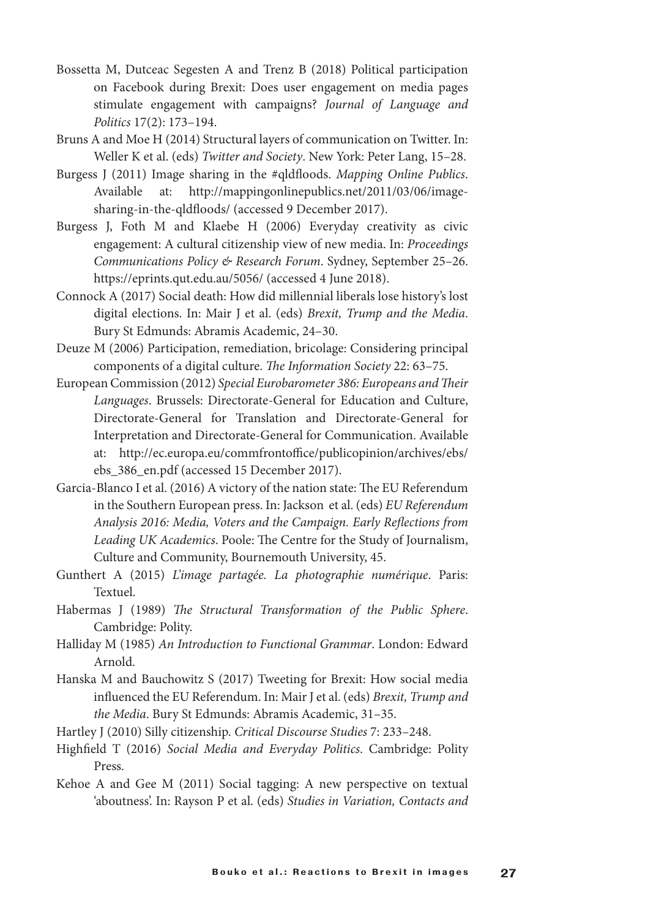Bossetta M, Dutceac Segesten A and Trenz B (2018) Political participation on Facebook during Brexit: Does user engagement on media pages stimulate engagement with campaigns? *Journal of Language and Politics* 17(2): 173–194.

Bruns A and Moe H (2014) Structural layers of communication on Twitter. In: Weller K et al. (eds) *Twitter and Society*. New York: Peter Lang, 15–28.

Burgess J (2011) Image sharing in the #qldfloods. *Mapping Online Publics*. Available at: http://mappingonlinepublics.net/2011/03/06/image-sharing-in-the-qldfloods/ (accessed 9 December 2017).

Burgess J, Foth M and Klaebe H (2006) Everyday creativity as civic engagement: A cultural citizenship view of new media. In: *Proceedings Communications Policy & Research Forum*. Sydney, September 25–26. https://eprints.qut.edu.au/5056/ (accessed 4 June 2018).

Connock A (2017) Social death: How did millennial liberals lose history's lost digital elections. In: Mair J et al. (eds) *Brexit, Trump and the Media*. Bury St Edmunds: Abramis Academic, 24–30.

Deuze M (2006) Participation, remediation, bricolage: Considering principal components of a digital culture. *The Information Society* 22: 63–75.

European Commission (2012) *Special Eurobarometer 386: Europeans and Their Languages*. Brussels: Directorate-General for Education and Culture, Directorate-General for Translation and Directorate-General for Interpretation and Directorate-General for Communication. Available at: http://ec.europa.eu/commfrontoffice/publicopinion/archives/ebs/ebs_386_en.pdf (accessed 15 December 2017).

Garcia-Blanco I et al. (2016) A victory of the nation state: The EU Referendum in the Southern European press. In: Jackson et al. (eds) *EU Referendum Analysis 2016: Media, Voters and the Campaign. Early Reflections from Leading UK Academics*. Poole: The Centre for the Study of Journalism, Culture and Community, Bournemouth University, 45.

Gunthert A (2015) *L'image partagée. La photographie numérique*. Paris: Textuel.

Habermas J (1989) *The Structural Transformation of the Public Sphere*. Cambridge: Polity.

Halliday M (1985) *An Introduction to Functional Grammar*. London: Edward Arnold.

Hanska M and Bauchowitz S (2017) Tweeting for Brexit: How social media influenced the EU Referendum. In: Mair J et al. (eds) *Brexit, Trump and the Media*. Bury St Edmunds: Abramis Academic, 31–35.

Hartley J (2010) Silly citizenship. *Critical Discourse Studies* 7: 233–248.

Highfield T (2016) *Social Media and Everyday Politics*. Cambridge: Polity Press.

Kehoe A and Gee M (2011) Social tagging: A new perspective on textual 'aboutness'. In: Rayson P et al. (eds) *Studies in Variation, Contacts and*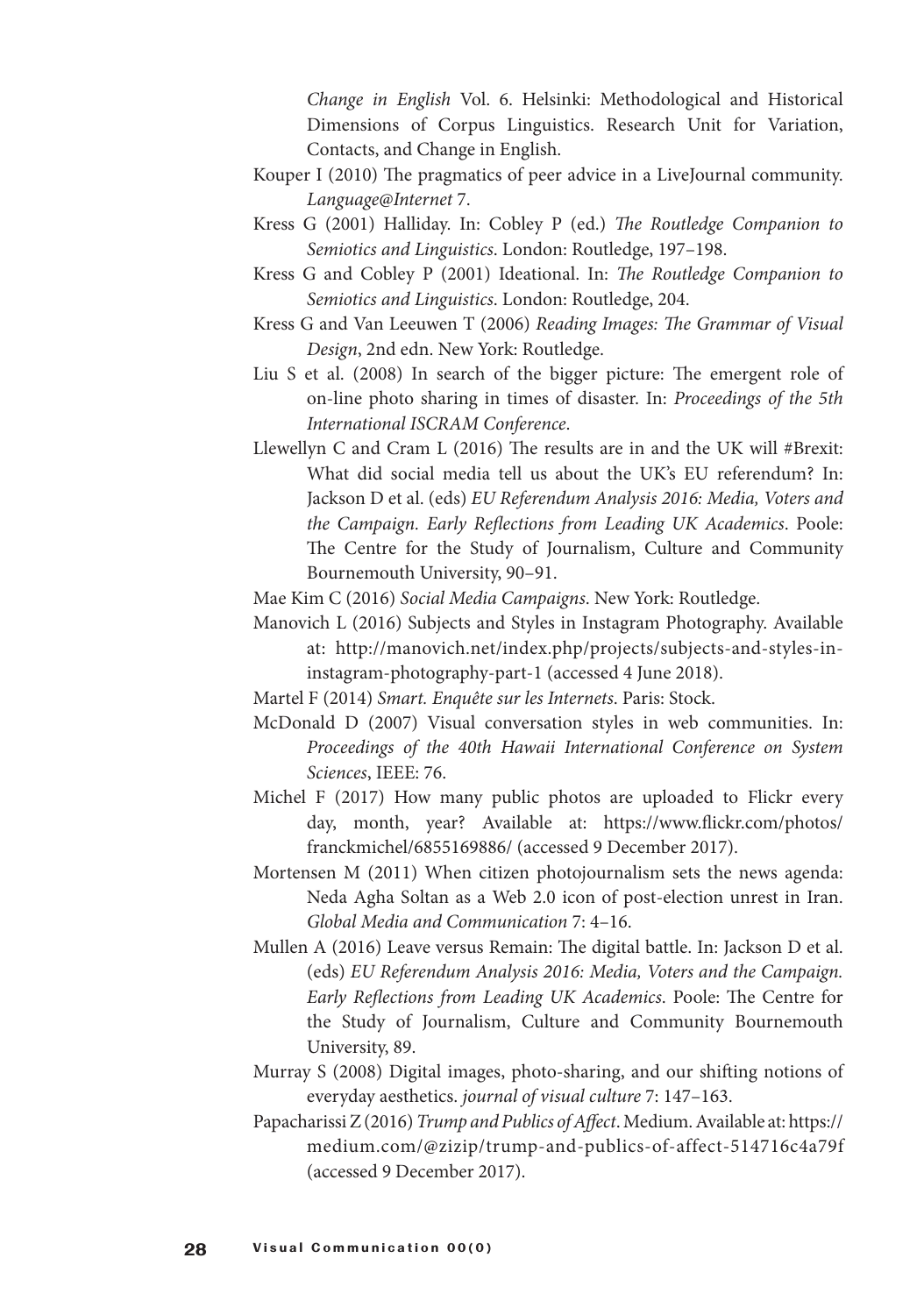*Change in English* Vol. 6. Helsinki: Methodological and Historical Dimensions of Corpus Linguistics. Research Unit for Variation, Contacts, and Change in English.

Kouper I (2010) The pragmatics of peer advice in a LiveJournal community. *Language@Internet* 7.

Kress G (2001) Halliday. In: Cobley P (ed.) *The Routledge Companion to Semiotics and Linguistics*. London: Routledge, 197–198.

Kress G and Cobley P (2001) Ideational. In: *The Routledge Companion to Semiotics and Linguistics*. London: Routledge, 204.

Kress G and Van Leeuwen T (2006) *Reading Images: The Grammar of Visual Design*, 2nd edn. New York: Routledge.

Liu S et al. (2008) In search of the bigger picture: The emergent role of on-line photo sharing in times of disaster. In: *Proceedings of the 5th International ISCRAM Conference*.

Llewellyn C and Cram L (2016) The results are in and the UK will #Brexit: What did social media tell us about the UK's EU referendum? In: Jackson D et al. (eds) *EU Referendum Analysis 2016: Media, Voters and the Campaign. Early Reflections from Leading UK Academics*. Poole: The Centre for the Study of Journalism, Culture and Community Bournemouth University, 90–91.

Mae Kim C (2016) *Social Media Campaigns*. New York: Routledge.

Manovich L (2016) Subjects and Styles in Instagram Photography. Available at: http://manovich.net/index.php/projects/subjects-and-styles-in-instagram-photography-part-1 (accessed 4 June 2018).

Martel F (2014) *Smart. Enquête sur les Internets*. Paris: Stock.

McDonald D (2007) Visual conversation styles in web communities. In: *Proceedings of the 40th Hawaii International Conference on System Sciences*, IEEE: 76.

Michel F (2017) How many public photos are uploaded to Flickr every day, month, year? Available at: https://www.flickr.com/photos/franckmichel/6855169886/ (accessed 9 December 2017).

Mortensen M (2011) When citizen photojournalism sets the news agenda: Neda Agha Soltan as a Web 2.0 icon of post-election unrest in Iran. *Global Media and Communication* 7: 4–16.

Mullen A (2016) Leave versus Remain: The digital battle. In: Jackson D et al. (eds) *EU Referendum Analysis 2016: Media, Voters and the Campaign. Early Reflections from Leading UK Academics*. Poole: The Centre for the Study of Journalism, Culture and Community Bournemouth University, 89.

Murray S (2008) Digital images, photo-sharing, and our shifting notions of everyday aesthetics. *journal of visual culture* 7: 147–163.

Papacharissi Z (2016) *Trump and Publics of Affect*. Medium. Available at: https://medium.com/@zizip/trump-and-publics-of-affect-514716c4a79f (accessed 9 December 2017).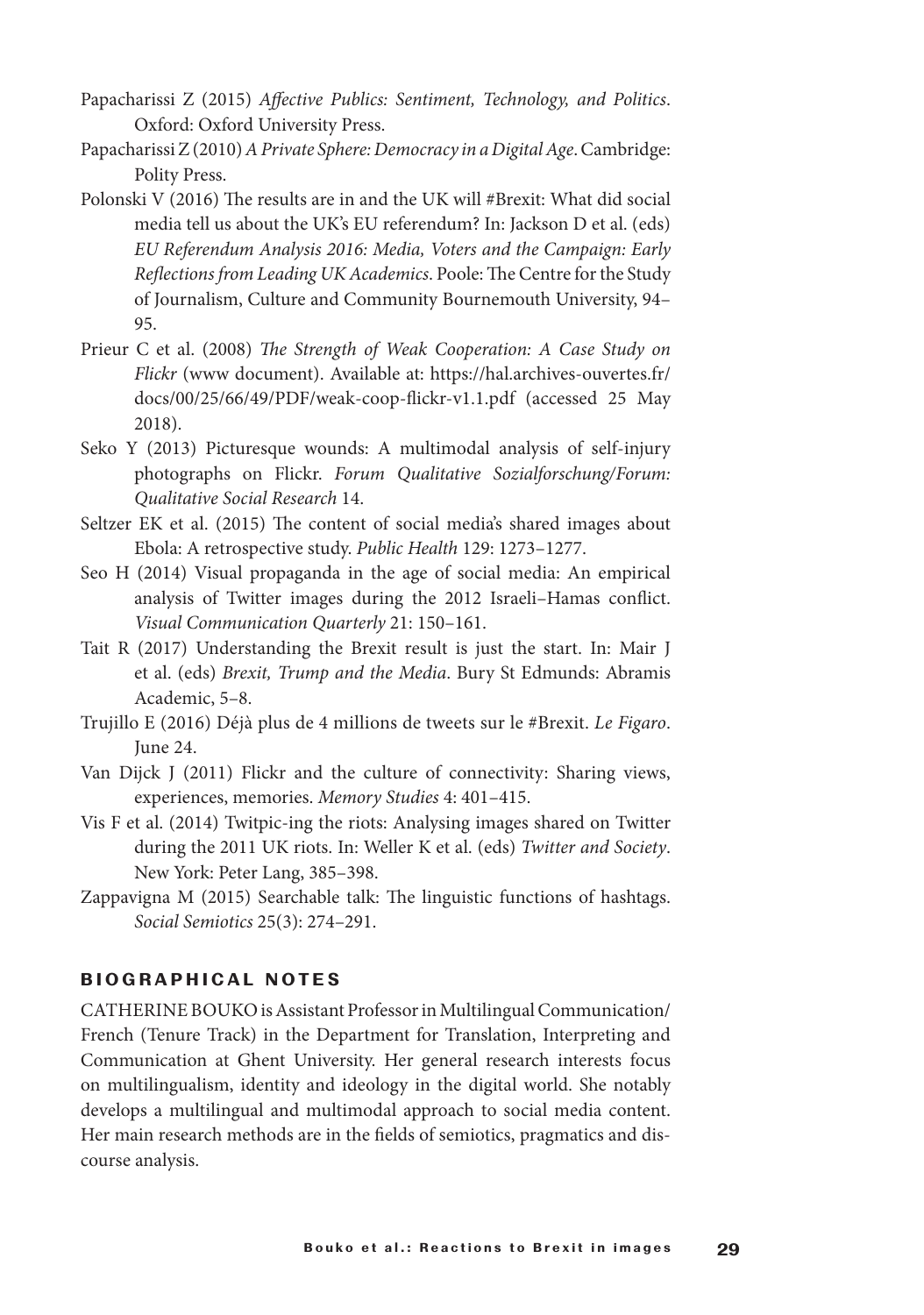Papacharissi Z (2015) *Affective Publics: Sentiment, Technology, and Politics*. Oxford: Oxford University Press.

Papacharissi Z (2010) *A Private Sphere: Democracy in a Digital Age*. Cambridge: Polity Press.

Polonski V (2016) The results are in and the UK will #Brexit: What did social media tell us about the UK's EU referendum? In: Jackson D et al. (eds) *EU Referendum Analysis 2016: Media, Voters and the Campaign: Early Reflections from Leading UK Academics*. Poole: The Centre for the Study of Journalism, Culture and Community Bournemouth University, 94–95.

Prieur C et al. (2008) *The Strength of Weak Cooperation: A Case Study on Flickr* (www document). Available at: https://hal.archives-ouvertes.fr/docs/00/25/66/49/PDF/weak-coop-flickr-v1.1.pdf (accessed 25 May 2018).

Seko Y (2013) Picturesque wounds: A multimodal analysis of self-injury photographs on Flickr. *Forum Qualitative Sozialforschung/Forum: Qualitative Social Research* 14.

Seltzer EK et al. (2015) The content of social media's shared images about Ebola: A retrospective study. *Public Health* 129: 1273–1277.

Seo H (2014) Visual propaganda in the age of social media: An empirical analysis of Twitter images during the 2012 Israeli–Hamas conflict. *Visual Communication Quarterly* 21: 150–161.

Tait R (2017) Understanding the Brexit result is just the start. In: Mair J et al. (eds) *Brexit, Trump and the Media*. Bury St Edmunds: Abramis Academic, 5–8.

Trujillo E (2016) Déjà plus de 4 millions de tweets sur le #Brexit. *Le Figaro*. June 24.

Van Dijck J (2011) Flickr and the culture of connectivity: Sharing views, experiences, memories. *Memory Studies* 4: 401–415.

Vis F et al. (2014) Twitpic-ing the riots: Analysing images shared on Twitter during the 2011 UK riots. In: Weller K et al. (eds) *Twitter and Society*. New York: Peter Lang, 385–398.

Zappavigna M (2015) Searchable talk: The linguistic functions of hashtags. *Social Semiotics* 25(3): 274–291.

## BIOGRAPHICAL NOTES

CATHERINE BOUKO is Assistant Professor in Multilingual Communication/French (Tenure Track) in the Department for Translation, Interpreting and Communication at Ghent University. Her general research interests focus on multilingualism, identity and ideology in the digital world. She notably develops a multilingual and multimodal approach to social media content. Her main research methods are in the fields of semiotics, pragmatics and discourse analysis.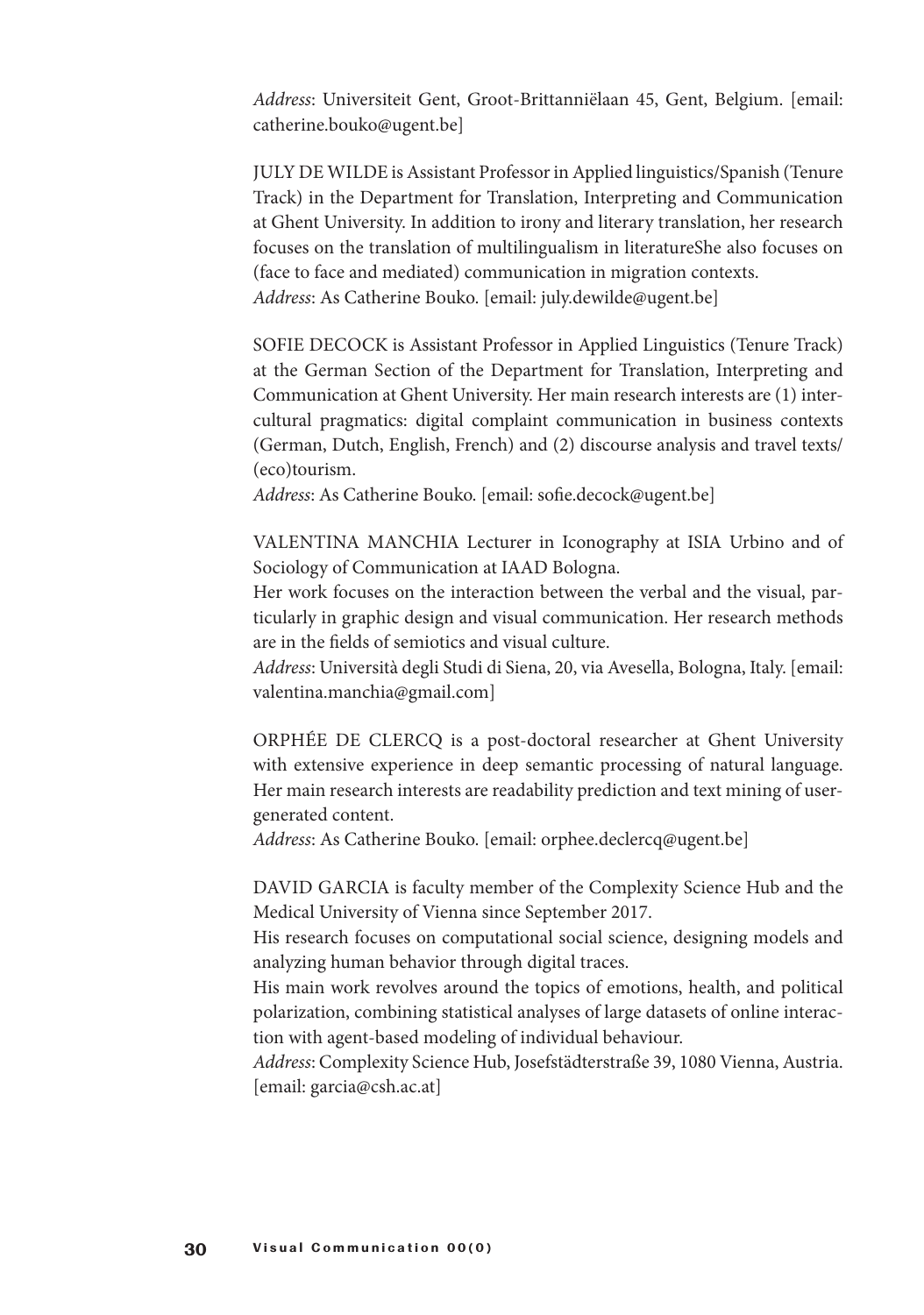*Address*: Universiteit Gent, Groot-Brittanniëlaan 45, Gent, Belgium. [email: catherine.bouko@ugent.be]

JULY DE WILDE is Assistant Professor in Applied linguistics/Spanish (Tenure Track) in the Department for Translation, Interpreting and Communication at Ghent University. In addition to irony and literary translation, her research focuses on the translation of multilingualism in literatureShe also focuses on (face to face and mediated) communication in migration contexts.
*Address*: As Catherine Bouko. [email: july.dewilde@ugent.be]

SOFIE DECOCK is Assistant Professor in Applied Linguistics (Tenure Track) at the German Section of the Department for Translation, Interpreting and Communication at Ghent University. Her main research interests are (1) intercultural pragmatics: digital complaint communication in business contexts (German, Dutch, English, French) and (2) discourse analysis and travel texts/(eco)tourism.
*Address*: As Catherine Bouko. [email: sofie.decock@ugent.be]

VALENTINA MANCHIA Lecturer in Iconography at ISIA Urbino and of Sociology of Communication at IAAD Bologna.
Her work focuses on the interaction between the verbal and the visual, particularly in graphic design and visual communication. Her research methods are in the fields of semiotics and visual culture.
*Address*: Università degli Studi di Siena, 20, via Avesella, Bologna, Italy. [email: valentina.manchia@gmail.com]

ORPHÉE DE CLERCQ is a post-doctoral researcher at Ghent University with extensive experience in deep semantic processing of natural language. Her main research interests are readability prediction and text mining of user-generated content.
*Address*: As Catherine Bouko. [email: orphee.declercq@ugent.be]

DAVID GARCIA is faculty member of the Complexity Science Hub and the Medical University of Vienna since September 2017.
His research focuses on computational social science, designing models and analyzing human behavior through digital traces.
His main work revolves around the topics of emotions, health, and political polarization, combining statistical analyses of large datasets of online interaction with agent-based modeling of individual behaviour.
*Address*: Complexity Science Hub, Josefstädterstraße 39, 1080 Vienna, Austria. [email: garcia@csh.ac.at]